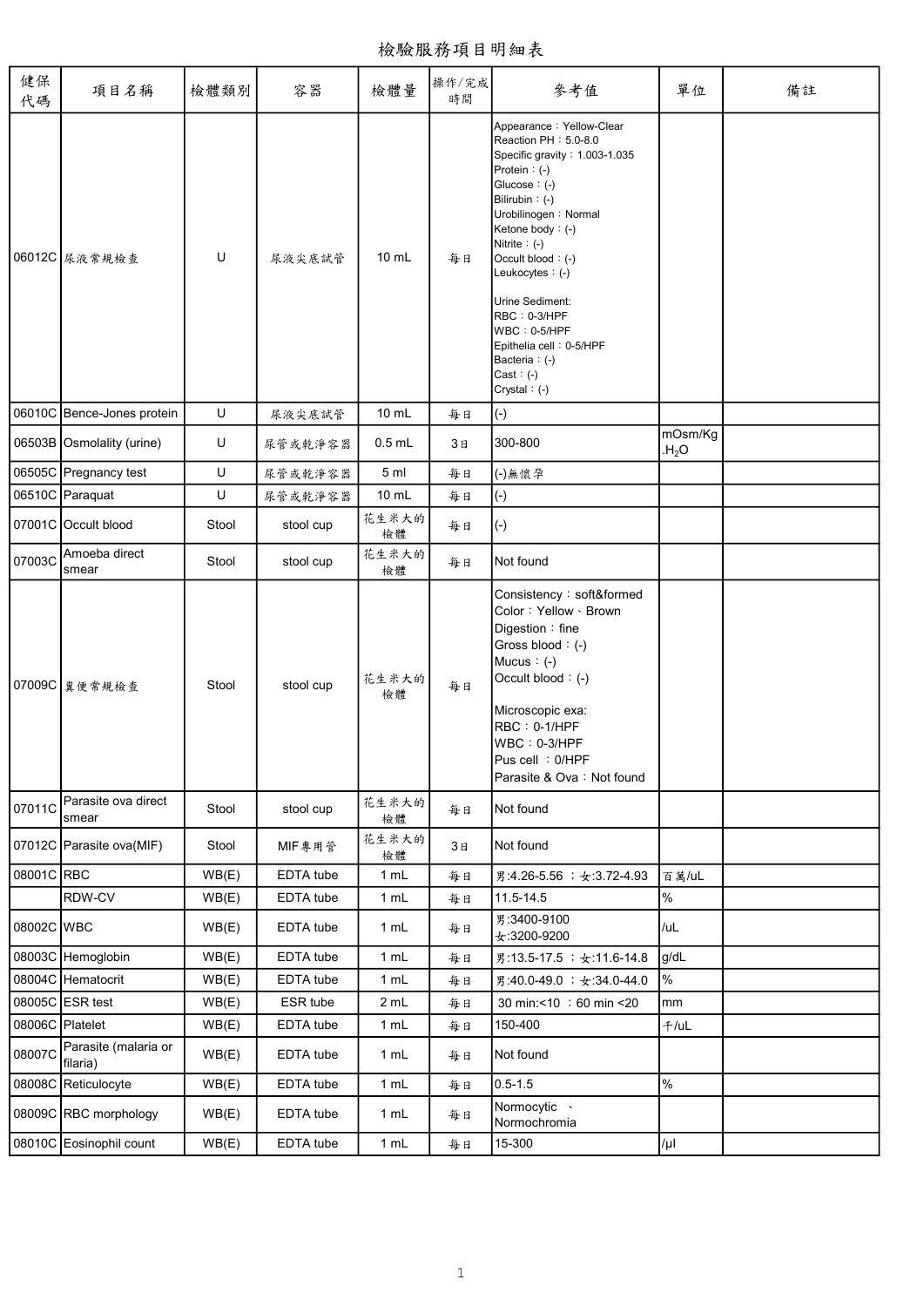# 檢驗服務項目明細表

| 健保代碼 | 項目名稱 | 檢體類別 | 容器 | 檢體量 | 操作/完成時間 | 參考值 | 單位 | 備註 |
|---|---|---|---|---|---|---|---|---|
| 06012C | 尿液常規檢查 | U | 尿液尖底試管 | 10 mL | 每日 | Appearance：Yellow-Clear<br>Reaction PH：5.0-8.0<br>Specific gravity：1.003-1.035<br>Protein：(-)<br>Glucose：(-)<br>Bilirubin：(-)<br>Urobilinogen：Normal<br>Ketone body：(-)<br>Nitrite：(-)<br>Occult blood：(-)<br>Leukocytes：(-)<br><br>Urine Sediment:<br>RBC：0-3/HPF<br>WBC：0-5/HPF<br>Epithelia cell：0-5/HPF<br>Bacteria：(-)<br>Cast：(-)<br>Crystal：(-) | | |
| 06010C | Bence-Jones protein | U | 尿液尖底試管 | 10 mL | 每日 | (-) | | |
| 06503B | Osmolality (urine) | U | 尿管或乾淨容器 | 0.5 mL | 3日 | 300-800 | mOsm/Kg.$H_2O$ | |
| 06505C | Pregnancy test | U | 尿管或乾淨容器 | 5 ml | 每日 | (-)無懷孕 | | |
| 06510C | Paraquat | U | 尿管或乾淨容器 | 10 mL | 每日 | (-) | | |
| 07001C | Occult blood | Stool | stool cup | 花生米大的檢體 | 每日 | (-) | | |
| 07003C | Amoeba direct smear | Stool | stool cup | 花生米大的檢體 | 每日 | Not found | | |
| 07009C | 糞便常規檢查 | Stool | stool cup | 花生米大的檢體 | 每日 | Consistency：soft&formed<br>Color：Yellow、Brown<br>Digestion：fine<br>Gross blood：(-)<br>Mucus：(-)<br>Occult blood：(-)<br><br>Microscopic exa:<br>RBC：0-1/HPF<br>WBC：0-3/HPF<br>Pus cell ：0/HPF<br>Parasite & Ova：Not found | | |
| 07011C | Parasite ova direct smear | Stool | stool cup | 花生米大的檢體 | 每日 | Not found | | |
| 07012C | Parasite ova(MIF) | Stool | MIF專用管 | 花生米大的檢體 | 3日 | Not found | | |
| 08001C | RBC | WB(E) | EDTA tube | 1 mL | 每日 | 男:4.26-5.56 ；女:3.72-4.93 | 百萬/uL | |
| | RDW-CV | WB(E) | EDTA tube | 1 mL | 每日 | 11.5-14.5 | % | |
| 08002C | WBC | WB(E) | EDTA tube | 1 mL | 每日 | 男:3400-9100<br>女:3200-9200 | /uL | |
| 08003C | Hemoglobin | WB(E) | EDTA tube | 1 mL | 每日 | 男:13.5-17.5 ；女:11.6-14.8 | g/dL | |
| 08004C | Hematocrit | WB(E) | EDTA tube | 1 mL | 每日 | 男:40.0-49.0 ；女:34.0-44.0 | % | |
| 08005C | ESR test | WB(E) | ESR tube | 2 mL | 每日 | 30 min:<10 ；60 min <20 | mm | |
| 08006C | Platelet | WB(E) | EDTA tube | 1 mL | 每日 | 150-400 | 千/uL | |
| 08007C | Parasite (malaria or filaria) | WB(E) | EDTA tube | 1 mL | 每日 | Not found | | |
| 08008C | Reticulocyte | WB(E) | EDTA tube | 1 mL | 每日 | 0.5-1.5 | % | |
| 08009C | RBC morphology | WB(E) | EDTA tube | 1 mL | 每日 | Normocytic 、Normochromia | | |
| 08010C | Eosinophil count | WB(E) | EDTA tube | 1 mL | 每日 | 15-300 | /μl | |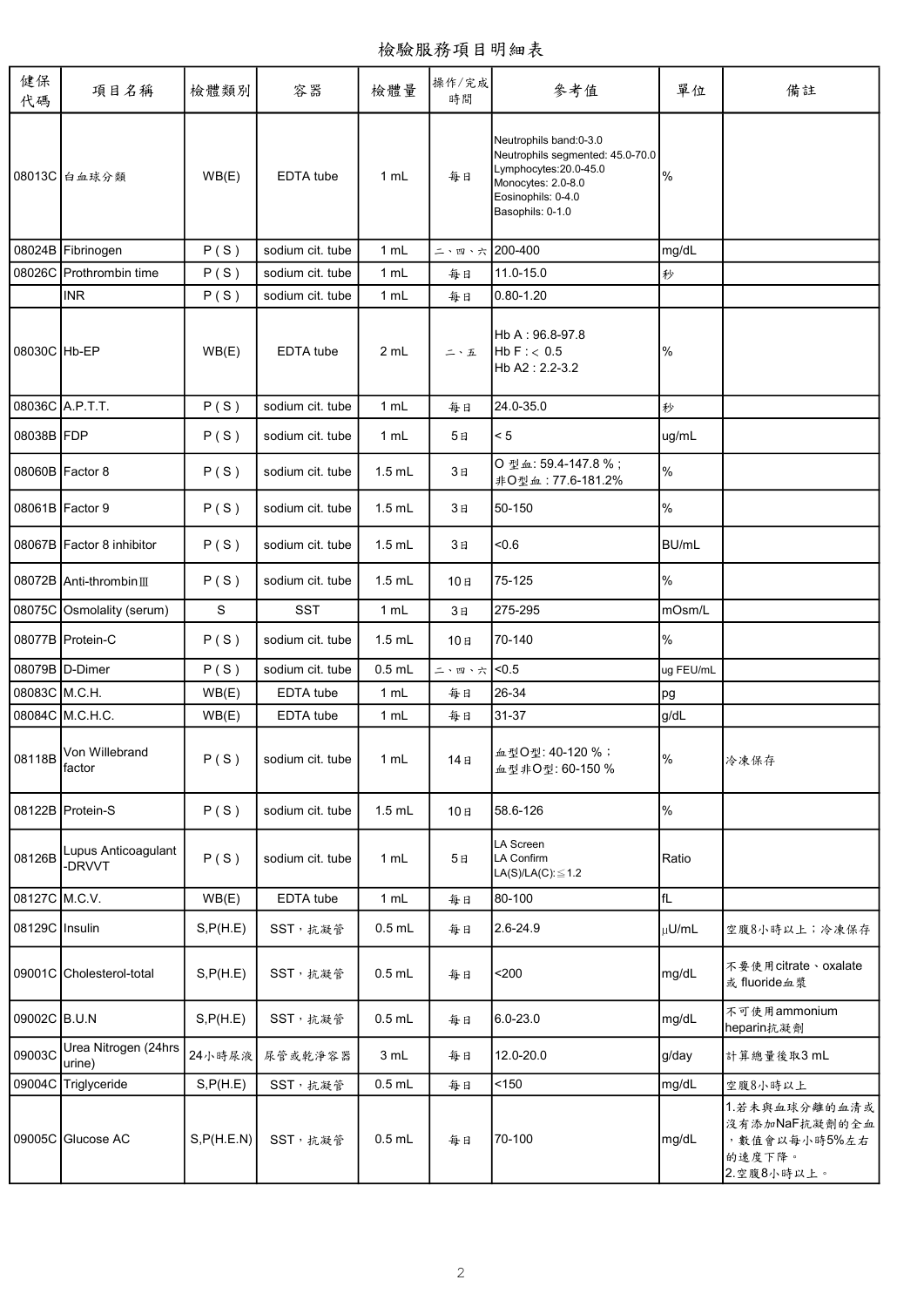# 檢驗服務項目明細表

| 健保代碼 | 項目名稱 | 檢體類別 | 容器 | 檢體量 | 操作/完成時間 | 參考值 | 單位 | 備註 |
|---|---|---|---|---|---|---|---|---|
| 08013C | 白血球分類 | WB(E) | EDTA tube | 1 mL | 每日 | Neutrophils band:0-3.0<br>Neutrophils segmented: 45.0-70.0<br>Lymphocytes:20.0-45.0<br>Monocytes: 2.0-8.0<br>Eosinophils: 0-4.0<br>Basophils: 0-1.0 | % | |
| 08024B | Fibrinogen | P ( S ) | sodium cit. tube | 1 mL | 二、四、六 | 200-400 | mg/dL | |
| 08026C | Prothrombin time | P ( S ) | sodium cit. tube | 1 mL | 每日 | 11.0-15.0 | 秒 | |
| | INR | P ( S ) | sodium cit. tube | 1 mL | 每日 | 0.80-1.20 | | |
| 08030C | Hb-EP | WB(E) | EDTA tube | 2 mL | 二、五 | Hb A : 96.8-97.8<br>Hb F : < 0.5<br>Hb A2 : 2.2-3.2 | % | |
| 08036C | A.P.T.T. | P ( S ) | sodium cit. tube | 1 mL | 每日 | 24.0-35.0 | 秒 | |
| 08038B | FDP | P ( S ) | sodium cit. tube | 1 mL | 5日 | < 5 | ug/mL | |
| 08060B | Factor 8 | P ( S ) | sodium cit. tube | 1.5 mL | 3日 | O 型血: 59.4-147.8 % ;<br>非O型血 : 77.6-181.2% | % | |
| 08061B | Factor 9 | P ( S ) | sodium cit. tube | 1.5 mL | 3日 | 50-150 | % | |
| 08067B | Factor 8 inhibitor | P ( S ) | sodium cit. tube | 1.5 mL | 3日 | <0.6 | BU/mL | |
| 08072B | Anti-thrombinⅢ | P ( S ) | sodium cit. tube | 1.5 mL | 10日 | 75-125 | % | |
| 08075C | Osmolality (serum) | S | SST | 1 mL | 3日 | 275-295 | mOsm/L | |
| 08077B | Protein-C | P ( S ) | sodium cit. tube | 1.5 mL | 10日 | 70-140 | % | |
| 08079B | D-Dimer | P ( S ) | sodium cit. tube | 0.5 mL | 二、四、六 | <0.5 | ug FEU/mL | |
| 08083C | M.C.H. | WB(E) | EDTA tube | 1 mL | 每日 | 26-34 | pg | |
| 08084C | M.C.H.C. | WB(E) | EDTA tube | 1 mL | 每日 | 31-37 | g/dL | |
| 08118B | Von Willebrand factor | P ( S ) | sodium cit. tube | 1 mL | 14日 | 血型O型: 40-120 % ;<br>血型非O型: 60-150 % | % | 冷凍保存 |
| 08122B | Protein-S | P ( S ) | sodium cit. tube | 1.5 mL | 10日 | 58.6-126 | % | |
| 08126B | Lupus Anticoagulant -DRVVT | P ( S ) | sodium cit. tube | 1 mL | 5日 | LA Screen<br>LA Confirm<br>LA(S)/LA(C):≦1.2 | Ratio | |
| 08127C | M.C.V. | WB(E) | EDTA tube | 1 mL | 每日 | 80-100 | fL | |
| 08129C | Insulin | S,P(H.E) | SST，抗凝管 | 0.5 mL | 每日 | 2.6-24.9 | µU/mL | 空腹8小時以上；冷凍保存 |
| 09001C | Cholesterol-total | S,P(H.E) | SST，抗凝管 | 0.5 mL | 每日 | <200 | mg/dL | 不要使用citrate、oxalate 或 fluoride血漿 |
| 09002C | B.U.N | S,P(H.E) | SST，抗凝管 | 0.5 mL | 每日 | 6.0-23.0 | mg/dL | 不可使用ammonium heparin抗凝劑 |
| 09003C | Urea Nitrogen (24hrs urine) | 24小時尿液 | 尿管或乾淨容器 | 3 mL | 每日 | 12.0-20.0 | g/day | 計算總量後取3 mL |
| 09004C | Triglyceride | S,P(H.E) | SST，抗凝管 | 0.5 mL | 每日 | <150 | mg/dL | 空腹8小時以上 |
| 09005C | Glucose AC | S,P(H.E.N) | SST，抗凝管 | 0.5 mL | 每日 | 70-100 | mg/dL | 1.若未與血球分離的血清或沒有添加NaF抗凝劑的全血，數值會以每小時5%左右的速度下降。<br>2.空腹8小時以上。 |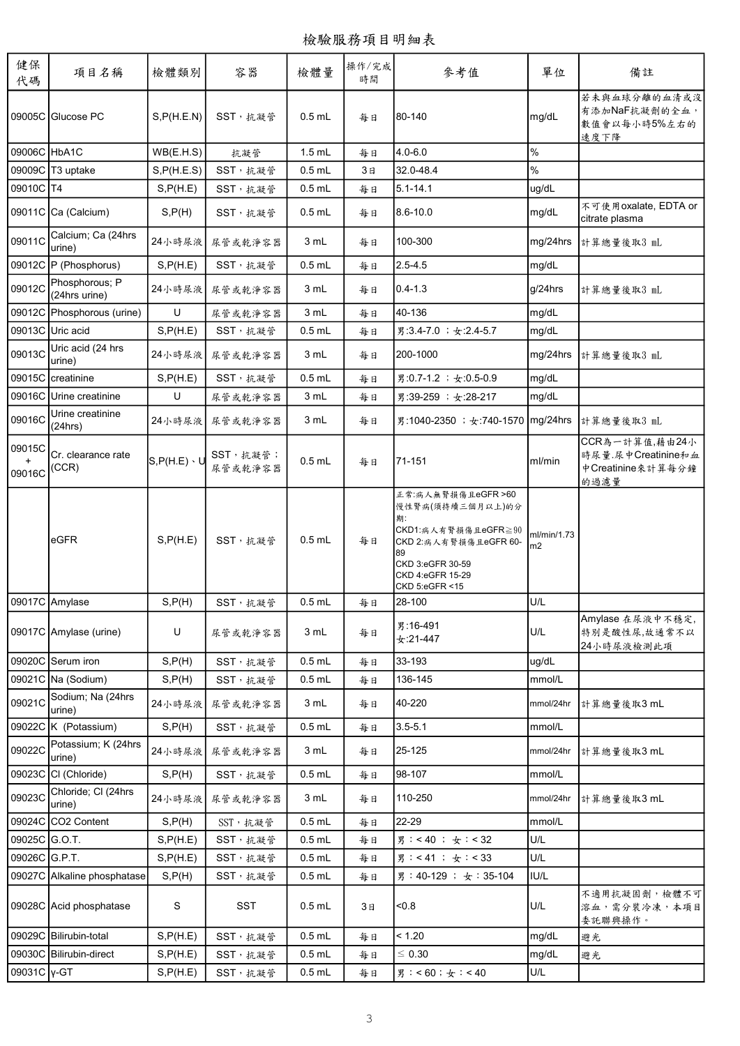# 檢驗服務項目明細表

| 健保代碼 | 項目名稱 | 檢體類別 | 容器 | 檢體量 | 操作/完成時間 | 參考值 | 單位 | 備註 |
|---|---|---|---|---|---|---|---|---|
| 09005C | Glucose PC | S,P(H.E.N) | SST，抗凝管 | 0.5 mL | 每日 | 80-140 | mg/dL | 若未與血球分離的血清或沒有添加NaF抗凝劑的全血，數值會以每小時5%左右的速度下降 |
| 09006C | HbA1C | WB(E.H.S) | 抗凝管 | 1.5 mL | 每日 | 4.0-6.0 | % | |
| 09009C | T3 uptake | S,P(H.E.S) | SST，抗凝管 | 0.5 mL | 3日 | 32.0-48.4 | % | |
| 09010C | T4 | S,P(H.E) | SST，抗凝管 | 0.5 mL | 每日 | 5.1-14.1 | ug/dL | |
| 09011C | Ca (Calcium) | S,P(H) | SST，抗凝管 | 0.5 mL | 每日 | 8.6-10.0 | mg/dL | 不可使用oxalate, EDTA or citrate plasma |
| 09011C | Calcium; Ca (24hrs urine) | 24小時尿液 | 尿管或乾淨容器 | 3 mL | 每日 | 100-300 | mg/24hrs | 計算總量後取3 mL |
| 09012C | P (Phosphorus) | S,P(H.E) | SST，抗凝管 | 0.5 mL | 每日 | 2.5-4.5 | mg/dL | |
| 09012C | Phosphorous; P (24hrs urine) | 24小時尿液 | 尿管或乾淨容器 | 3 mL | 每日 | 0.4-1.3 | g/24hrs | 計算總量後取3 mL |
| 09012C | Phosphorous (urine) | U | 尿管或乾淨容器 | 3 mL | 每日 | 40-136 | mg/dL | |
| 09013C | Uric acid | S,P(H.E) | SST，抗凝管 | 0.5 mL | 每日 | 男:3.4-7.0 ；女:2.4-5.7 | mg/dL | |
| 09013C | Uric acid (24 hrs urine) | 24小時尿液 | 尿管或乾淨容器 | 3 mL | 每日 | 200-1000 | mg/24hrs | 計算總量後取3 mL |
| 09015C | creatinine | S,P(H.E) | SST，抗凝管 | 0.5 mL | 每日 | 男:0.7-1.2 ；女:0.5-0.9 | mg/dL | |
| 09016C | Urine creatinine | U | 尿管或乾淨容器 | 3 mL | 每日 | 男:39-259 ；女:28-217 | mg/dL | |
| 09016C | Urine creatinine (24hrs) | 24小時尿液 | 尿管或乾淨容器 | 3 mL | 每日 | 男:1040-2350 ；女:740-1570 | mg/24hrs | 計算總量後取3 mL |
| 09015C + 09016C | Cr. clearance rate (CCR) | S,P(H.E)、U | SST，抗凝管；尿管或乾淨容器 | 0.5 mL | 每日 | 71-151 | ml/min | CCR為一計算值,藉由24小時尿量.尿中Creatinine和血中Creatinine來計算每分鐘的過濾量 |
| | eGFR | S,P(H.E) | SST，抗凝管 | 0.5 mL | 每日 | 正常:病人無腎損傷且eGFR >60<br>慢性腎病(須持續三個月以上)的分期:<br>CKD1:病人有腎損傷且eGFR≧90<br>CKD 2:病人有腎損傷且eGFR 60-89<br>CKD 3:eGFR 30-59<br>CKD 4:eGFR 15-29<br>CKD 5:eGFR <15 | ml/min/1.73 m2 | |
| 09017C | Amylase | S,P(H) | SST，抗凝管 | 0.5 mL | 每日 | 28-100 | U/L | |
| 09017C | Amylase (urine) | U | 尿管或乾淨容器 | 3 mL | 每日 | 男:16-491<br>女:21-447 | U/L | Amylase 在尿液中不穩定,特別是酸性尿,故通常不以24小時尿液檢測此項 |
| 09020C | Serum iron | S,P(H) | SST，抗凝管 | 0.5 mL | 每日 | 33-193 | ug/dL | |
| 09021C | Na (Sodium) | S,P(H) | SST，抗凝管 | 0.5 mL | 每日 | 136-145 | mmol/L | |
| 09021C | Sodium; Na (24hrs urine) | 24小時尿液 | 尿管或乾淨容器 | 3 mL | 每日 | 40-220 | mmol/24hr | 計算總量後取3 mL |
| 09022C | K (Potassium) | S,P(H) | SST，抗凝管 | 0.5 mL | 每日 | 3.5-5.1 | mmol/L | |
| 09022C | Potassium; K (24hrs urine) | 24小時尿液 | 尿管或乾淨容器 | 3 mL | 每日 | 25-125 | mmol/24hr | 計算總量後取3 mL |
| 09023C | Cl (Chloride) | S,P(H) | SST，抗凝管 | 0.5 mL | 每日 | 98-107 | mmol/L | |
| 09023C | Chloride; Cl (24hrs urine) | 24小時尿液 | 尿管或乾淨容器 | 3 mL | 每日 | 110-250 | mmol/24hr | 計算總量後取3 mL |
| 09024C | CO2 Content | S,P(H) | SST，抗凝管 | 0.5 mL | 每日 | 22-29 | mmol/L | |
| 09025C | G.O.T. | S,P(H.E) | SST，抗凝管 | 0.5 mL | 每日 | 男：< 40 ； 女：< 32 | U/L | |
| 09026C | G.P.T. | S,P(H.E) | SST，抗凝管 | 0.5 mL | 每日 | 男：< 41 ； 女：< 33 | U/L | |
| 09027C | Alkaline phosphatase | S,P(H) | SST，抗凝管 | 0.5 mL | 每日 | 男：40-129 ； 女：35-104 | IU/L | |
| 09028C | Acid phosphatase | S | SST | 0.5 mL | 3日 | <0.8 | U/L | 不適用抗凝固劑，檢體不可溶血，需分裝冷凍，本項目委託聯興操作。 |
| 09029C | Bilirubin-total | S,P(H.E) | SST，抗凝管 | 0.5 mL | 每日 | < 1.20 | mg/dL | 避光 |
| 09030C | Bilirubin-direct | S,P(H.E) | SST，抗凝管 | 0.5 mL | 每日 | ≤ 0.30 | mg/dL | 避光 |
| 09031C | γ-GT | S,P(H.E) | SST，抗凝管 | 0.5 mL | 每日 | 男：< 60；女：< 40 | U/L | |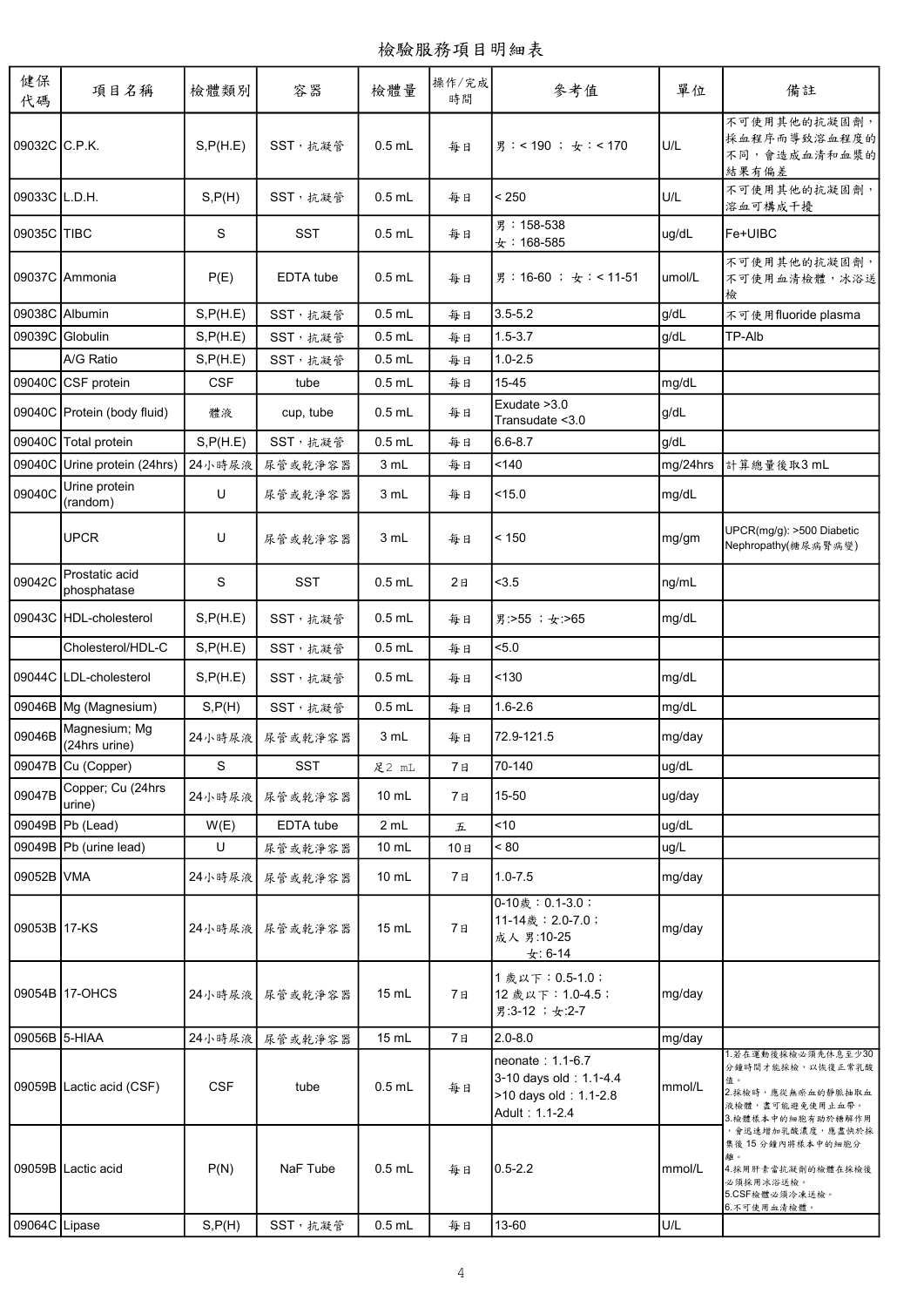# 檢驗服務項目明細表

| 健保代碼 | 項目名稱 | 檢體類別 | 容器 | 檢體量 | 操作/完成時間 | 參考值 | 單位 | 備註 |
|---|---|---|---|---|---|---|---|---|
| 09032C | C.P.K. | S,P(H.E) | SST，抗凝管 | 0.5 mL | 每日 | 男：< 190 ； 女：< 170 | U/L | 不可使用其他的抗凝固劑，採血程序而導致溶血程度的不同，會造成血清和血漿的結果有偏差 |
| 09033C | L.D.H. | S,P(H) | SST，抗凝管 | 0.5 mL | 每日 | < 250 | U/L | 不可使用其他的抗凝固劑，溶血可構成干擾 |
| 09035C | TIBC | S | SST | 0.5 mL | 每日 | 男：158-538<br>女：168-585 | ug/dL | Fe+UIBC |
| 09037C | Ammonia | P(E) | EDTA tube | 0.5 mL | 每日 | 男：16-60 ； 女：< 11-51 | umol/L | 不可使用其他的抗凝固劑，不可使用血清檢體，冰浴送檢 |
| 09038C | Albumin | S,P(H.E) | SST，抗凝管 | 0.5 mL | 每日 | 3.5-5.2 | g/dL | 不可使用fluoride plasma |
| 09039C | Globulin | S,P(H.E) | SST，抗凝管 | 0.5 mL | 每日 | 1.5-3.7 | g/dL | TP-Alb |
| | A/G Ratio | S,P(H.E) | SST，抗凝管 | 0.5 mL | 每日 | 1.0-2.5 | | |
| 09040C | CSF protein | CSF | tube | 0.5 mL | 每日 | 15-45 | mg/dL | |
| 09040C | Protein (body fluid) | 體液 | cup, tube | 0.5 mL | 每日 | Exudate >3.0<br>Transudate <3.0 | g/dL | |
| 09040C | Total protein | S,P(H.E) | SST，抗凝管 | 0.5 mL | 每日 | 6.6-8.7 | g/dL | |
| 09040C | Urine protein (24hrs) | 24小時尿液 | 尿管或乾淨容器 | 3 mL | 每日 | <140 | mg/24hrs | 計算總量後取3 mL |
| 09040C | Urine protein (random) | U | 尿管或乾淨容器 | 3 mL | 每日 | <15.0 | mg/dL | |
| | UPCR | U | 尿管或乾淨容器 | 3 mL | 每日 | < 150 | mg/gm | UPCR(mg/g): >500 Diabetic Nephropathy(糖尿病腎病變) |
| 09042C | Prostatic acid phosphatase | S | SST | 0.5 mL | 2日 | <3.5 | ng/mL | |
| 09043C | HDL-cholesterol | S,P(H.E) | SST，抗凝管 | 0.5 mL | 每日 | 男:>55 ；女:>65 | mg/dL | |
| | Cholesterol/HDL-C | S,P(H.E) | SST，抗凝管 | 0.5 mL | 每日 | <5.0 | | |
| 09044C | LDL-cholesterol | S,P(H.E) | SST，抗凝管 | 0.5 mL | 每日 | <130 | mg/dL | |
| 09046B | Mg (Magnesium) | S,P(H) | SST，抗凝管 | 0.5 mL | 每日 | 1.6-2.6 | mg/dL | |
| 09046B | Magnesium; Mg (24hrs urine) | 24小時尿液 | 尿管或乾淨容器 | 3 mL | 每日 | 72.9-121.5 | mg/day | |
| 09047B | Cu (Copper) | S | SST | 足2 mL | 7日 | 70-140 | ug/dL | |
| 09047B | Copper; Cu (24hrs urine) | 24小時尿液 | 尿管或乾淨容器 | 10 mL | 7日 | 15-50 | ug/day | |
| 09049B | Pb (Lead) | W(E) | EDTA tube | 2 mL | 五 | <10 | ug/dL | |
| 09049B | Pb (urine lead) | U | 尿管或乾淨容器 | 10 mL | 10日 | < 80 | ug/L | |
| 09052B | VMA | 24小時尿液 | 尿管或乾淨容器 | 10 mL | 7日 | 1.0-7.5 | mg/day | |
| 09053B | 17-KS | 24小時尿液 | 尿管或乾淨容器 | 15 mL | 7日 | 0-10歲：0.1-3.0；<br>11-14歲：2.0-7.0；<br>成人 男:10-25<br>女: 6-14 | mg/day | |
| 09054B | 17-OHCS | 24小時尿液 | 尿管或乾淨容器 | 15 mL | 7日 | 1 歲以下：0.5-1.0；<br>12 歲以下：1.0-4.5；<br>男:3-12 ；女:2-7 | mg/day | |
| 09056B | 5-HIAA | 24小時尿液 | 尿管或乾淨容器 | 15 mL | 7日 | 2.0-8.0 | mg/day | |
| 09059B | Lactic acid (CSF) | CSF | tube | 0.5 mL | 每日 | neonate：1.1-6.7<br>3-10 days old：1.1-4.4<br>>10 days old：1.1-2.8<br>Adult：1.1-2.4 | mmol/L | 1.若在運動後採檢必須先休息至少30分鐘時間才能採檢，以恢復正常乳酸值。<br>2.採檢時，應從無瘀血的靜脈抽取血液檢體，盡可能避免使用止血帶。<br>3.檢體樣本中的細胞有助於糖解作用，會迅速增加乳酸濃度，應盡快於採集後 15 分鐘內將樣本中的細胞分離。<br>4.採用肝素當抗凝劑的檢體在採檢後必須採用冰浴送檢。<br>5.CSF檢體必須冷凍送檢。<br>6.不可使用血清檢體。 |
| 09059B | Lactic acid | P(N) | NaF Tube | 0.5 mL | 每日 | 0.5-2.2 | mmol/L | |
| 09064C | Lipase | S,P(H) | SST，抗凝管 | 0.5 mL | 每日 | 13-60 | U/L | |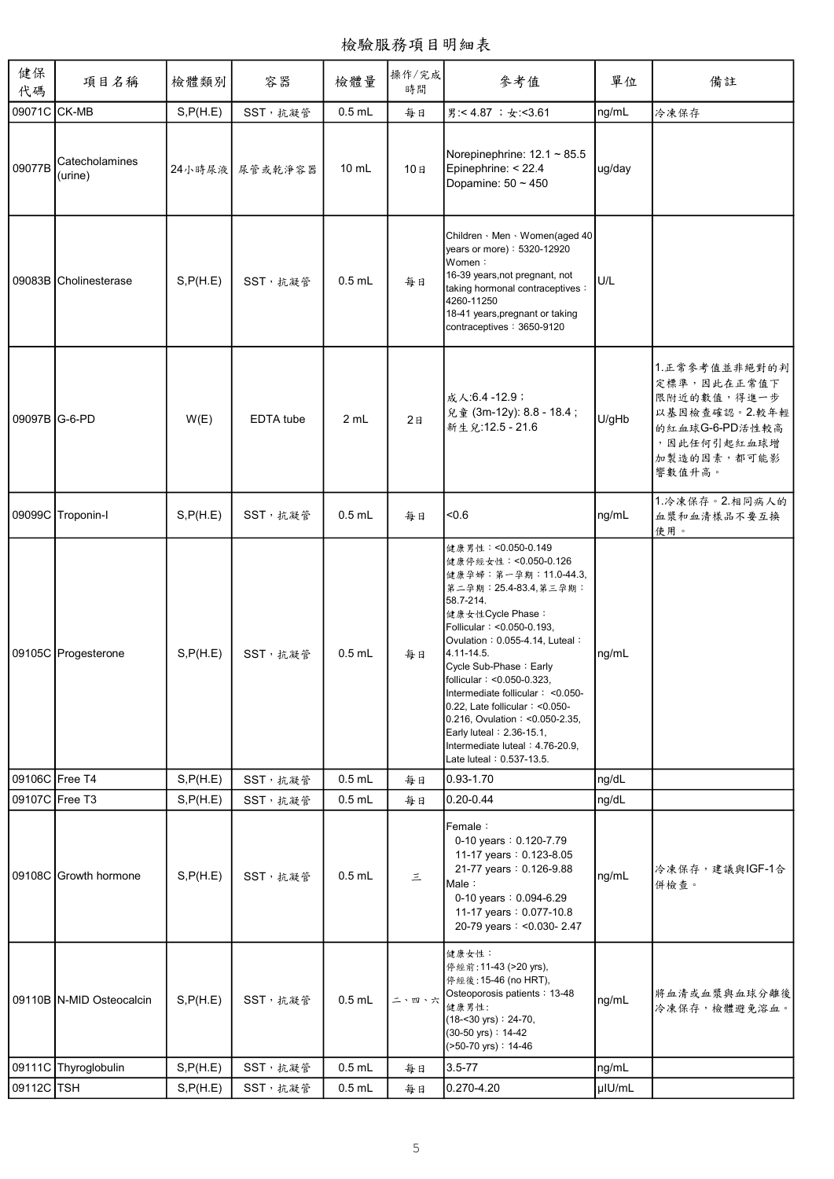# 檢驗服務項目明細表

| 健保代碼 | 項目名稱 | 檢體類別 | 容器 | 檢體量 | 操作/完成時間 | 參考值 | 單位 | 備註 |
|---|---|---|---|---|---|---|---|---|
| 09071C | CK-MB | S,P(H.E) | SST，抗凝管 | 0.5 mL | 每日 | 男:< 4.87 ；女:<3.61 | ng/mL | 冷凍保存 |
| 09077B | Catecholamines (urine) | 24小時尿液 | 尿管或乾淨容器 | 10 mL | 10日 | Norepinephrine: 12.1 ~ 85.5<br>Epinephrine: < 22.4<br>Dopamine: 50 ~ 450 | ug/day | |
| 09083B | Cholinesterase | S,P(H.E) | SST，抗凝管 | 0.5 mL | 每日 | Children、Men、Women(aged 40 years or more)：5320-12920<br>Women：<br>16-39 years,not pregnant, not taking hormonal contraceptives：4260-11250<br>18-41 years,pregnant or taking contraceptives：3650-9120 | U/L | |
| 09097B | G-6-PD | W(E) | EDTA tube | 2 mL | 2日 | 成人:6.4 -12.9；<br>兒童 (3m-12y): 8.8 - 18.4；<br>新生兒:12.5 - 21.6 | U/gHb | 1.正常參考值並非絕對的判定標準，因此在正常值下限附近的數值，得進一步以基因檢查確認。2.較年輕的紅血球G-6-PD活性較高，因此任何引起紅血球增加製造的因素，都可能影響數值升高。 |
| 09099C | Troponin-I | S,P(H.E) | SST，抗凝管 | 0.5 mL | 每日 | <0.6 | ng/mL | 1.冷凍保存。2.相同病人的血漿和血清樣品不要互換使用。 |
| 09105C | Progesterone | S,P(H.E) | SST，抗凝管 | 0.5 mL | 每日 | 健康男性：<0.050-0.149<br>健康停經女性：<0.050-0.126<br>健康孕婦：第一孕期：11.0-44.3, 第二孕期：25.4-83.4,第三孕期：58.7-214.<br>健康女性Cycle Phase：Follicular：<0.050-0.193, Ovulation：0.055-4.14, Luteal：4.11-14.5.<br>Cycle Sub-Phase：Early follicular：<0.050-0.323, Intermediate follicular： <0.050-0.22, Late follicular：<0.050-0.216, Ovulation：<0.050-2.35, Early luteal：2.36-15.1, Intermediate luteal：4.76-20.9, Late luteal：0.537-13.5. | ng/mL | |
| 09106C | Free T4 | S,P(H.E) | SST，抗凝管 | 0.5 mL | 每日 | 0.93-1.70 | ng/dL | |
| 09107C | Free T3 | S,P(H.E) | SST，抗凝管 | 0.5 mL | 每日 | 0.20-0.44 | ng/dL | |
| 09108C | Growth hormone | S,P(H.E) | SST，抗凝管 | 0.5 mL | 三 | Female：<br>0-10 years：0.120-7.79<br>11-17 years：0.123-8.05<br>21-77 years：0.126-9.88<br>Male：<br>0-10 years：0.094-6.29<br>11-17 years：0.077-10.8<br>20-79 years：<0.030- 2.47 | ng/mL | 冷凍保存，建議與IGF-1合併檢查。 |
| 09110B | N-MID Osteocalcin | S,P(H.E) | SST，抗凝管 | 0.5 mL | 二、四、六 | 健康女性：<br>停經前:11-43 (>20 yrs),<br>停經後:15-46 (no HRT),<br>Osteoporosis patients：13-48<br>健康男性:<br>(18-<30 yrs)：24-70,<br>(30-50 yrs)：14-42<br>(>50-70 yrs)：14-46 | ng/mL | 將血清或血漿與血球分離後冷凍保存，檢體避免溶血。 |
| 09111C | Thyroglobulin | S,P(H.E) | SST，抗凝管 | 0.5 mL | 每日 | 3.5-77 | ng/mL | |
| 09112C | TSH | S,P(H.E) | SST，抗凝管 | 0.5 mL | 每日 | 0.270-4.20 | μIU/mL | |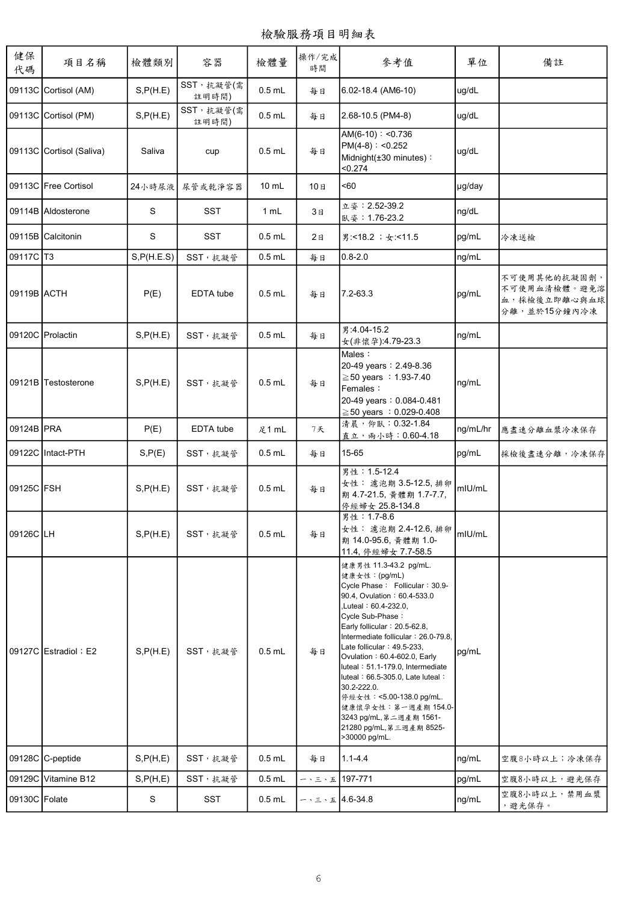# 檢驗服務項目明細表

| 健保代碼 | 項目名稱 | 檢體類別 | 容器 | 檢體量 | 操作/完成時間 | 參考值 | 單位 | 備註 |
|---|---|---|---|---|---|---|---|---|
| 09113C | Cortisol (AM) | S,P(H.E) | SST，抗凝管(需註明時間) | 0.5 mL | 每日 | 6.02-18.4 (AM6-10) | ug/dL | |
| 09113C | Cortisol (PM) | S,P(H.E) | SST，抗凝管(需註明時間) | 0.5 mL | 每日 | 2.68-10.5 (PM4-8) | ug/dL | |
| 09113C | Cortisol (Saliva) | Saliva | cup | 0.5 mL | 每日 | AM(6-10)：<0.736<br>PM(4-8)：<0.252<br>Midnight(±30 minutes)：<0.274 | ug/dL | |
| 09113C | Free Cortisol | 24小時尿液 | 尿管或乾淨容器 | 10 mL | 10日 | <60 | µg/day | |
| 09114B | Aldosterone | S | SST | 1 mL | 3日 | 立姿：2.52-39.2<br>臥姿：1.76-23.2 | ng/dL | |
| 09115B | Calcitonin | S | SST | 0.5 mL | 2日 | 男:<18.2 ；女:<11.5 | pg/mL | 冷凍送檢 |
| 09117C | T3 | S,P(H.E.S) | SST，抗凝管 | 0.5 mL | 每日 | 0.8-2.0 | ng/mL | |
| 09119B | ACTH | P(E) | EDTA tube | 0.5 mL | 每日 | 7.2-63.3 | pg/mL | 不可使用其他的抗凝固劑，不可使用血清檢體。避免溶血，採檢後立即離心與血球分離，並於15分鐘內冷凍 |
| 09120C | Prolactin | S,P(H.E) | SST，抗凝管 | 0.5 mL | 每日 | 男:4.04-15.2<br>女(非懷孕):4.79-23.3 | ng/mL | |
| 09121B | Testosterone | S,P(H.E) | SST，抗凝管 | 0.5 mL | 每日 | Males：<br>20-49 years：2.49-8.36<br>≧50 years ：1.93-7.40<br>Females：<br>20-49 years：0.084-0.481<br>≧50 years ：0.029-0.408 | ng/mL | |
| 09124B | PRA | P(E) | EDTA tube | 足1 mL | 7天 | 清晨，仰臥：0.32-1.84<br>直立，兩小時：0.60-4.18 | ng/mL/hr | 應盡速分離血漿冷凍保存 |
| 09122C | Intact-PTH | S,P(E) | SST，抗凝管 | 0.5 mL | 每日 | 15-65 | pg/mL | 採檢後盡速分離，冷凍保存 |
| 09125C | FSH | S,P(H.E) | SST，抗凝管 | 0.5 mL | 每日 | 男性：1.5-12.4<br>女性： 濾泡期 3.5-12.5, 排卵期 4.7-21.5, 黃體期 1.7-7.7, 停經婦女 25.8-134.8 | mIU/mL | |
| 09126C | LH | S,P(H.E) | SST，抗凝管 | 0.5 mL | 每日 | 男性：1.7-8.6<br>女性： 濾泡期 2.4-12.6, 排卵期 14.0-95.6, 黃體期 1.0-11.4, 停經婦女 7.7-58.5 | mIU/mL | |
| 09127C | Estradiol；E2 | S,P(H.E) | SST，抗凝管 | 0.5 mL | 每日 | 健康男性 11.3-43.2 pg/mL.<br>健康女性：(pg/mL)<br>Cycle Phase： Follicular：30.9-90.4, Ovulation：60.4-533.0 ,Luteal：60.4-232.0,<br>Cycle Sub-Phase：<br>Early follicular：20.5-62.8, Intermediate follicular：26.0-79.8, Late follicular：49.5-233, Ovulation：60.4-602.0, Early luteal：51.1-179.0, Intermediate luteal：66.5-305.0, Late luteal：30.2-222.0.<br>停經女性：<5.00-138.0 pg/mL.<br>健康懷孕女性：第一週產期 154.0-3243 pg/mL,第二週產期 1561-21280 pg/mL,第三週產期 8525->30000 pg/mL. | pg/mL | |
| 09128C | C-peptide | S,P(H,E) | SST，抗凝管 | 0.5 mL | 每日 | 1.1-4.4 | ng/mL | 空腹8小時以上；冷凍保存 |
| 09129C | Vitamine B12 | S,P(H,E) | SST，抗凝管 | 0.5 mL | 一、三、五 | 197-771 | pg/mL | 空腹8小時以上，避光保存 |
| 09130C | Folate | S | SST | 0.5 mL | 一、三、五 | 4.6-34.8 | ng/mL | 空腹8小時以上，禁用血漿，避光保存。 |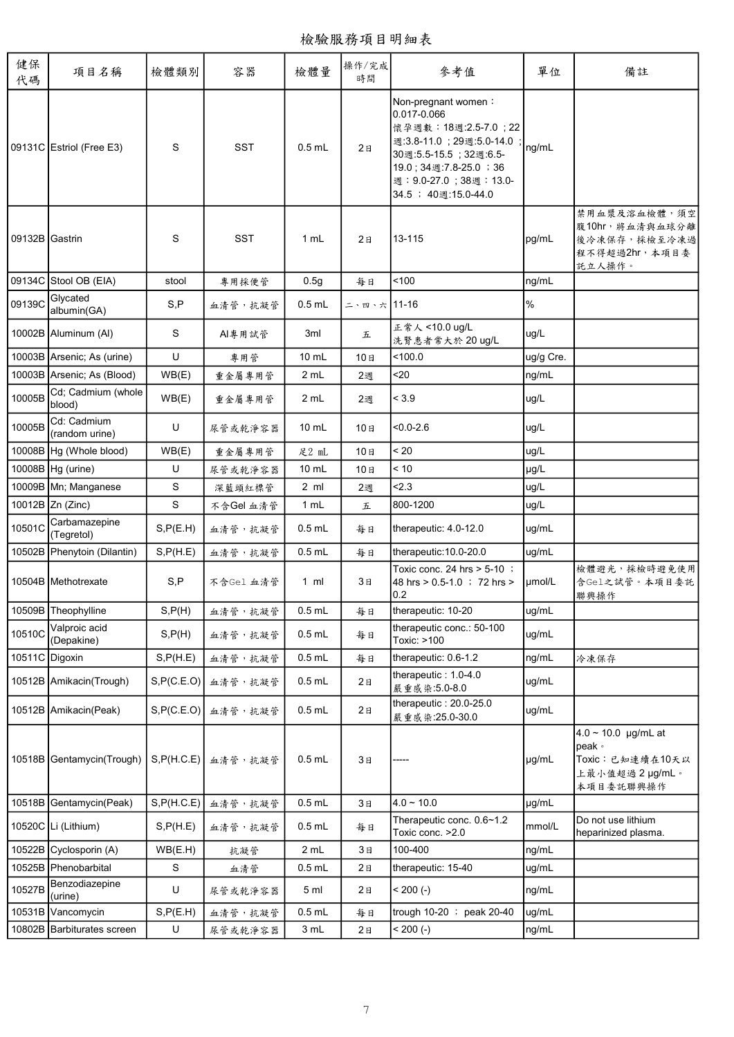# 檢驗服務項目明細表

| 健保代碼 | 項目名稱 | 檢體類別 | 容器 | 檢體量 | 操作/完成時間 | 參考值 | 單位 | 備註 |
|---|---|---|---|---|---|---|---|---|
| 09131C | Estriol (Free E3) | S | SST | 0.5 mL | 2日 | Non-pregnant women：0.017-0.066<br>懷孕週數：18週:2.5-7.0 ；22週:3.8-11.0 ；29週:5.0-14.0 ；30週:5.5-15.5 ；32週:6.5-19.0 ；34週:7.8-25.0 ；36週：9.0-27.0 ；38週：13.0-34.5 ； 40週:15.0-44.0 | ng/mL | |
| 09132B | Gastrin | S | SST | 1 mL | 2日 | 13-115 | pg/mL | 禁用血漿及溶血檢體，須空腹10hr，將血清與血球分離後冷凍保存，採檢至冷凍過程不得超過2hr，本項目委託立人操作。 |
| 09134C | Stool OB (EIA) | stool | 專用採便管 | 0.5g | 每日 | <100 | ng/mL | |
| 09139C | Glycated albumin(GA) | S,P | 血清管，抗凝管 | 0.5 mL | 二、四、六 | 11-16 | % | |
| 10002B | Aluminum (Al) | S | Al專用試管 | 3ml | 五 | 正常人 <10.0 ug/L<br>洗腎患者常大於 20 ug/L | ug/L | |
| 10003B | Arsenic; As (urine) | U | 專用管 | 10 mL | 10日 | <100.0 | ug/g Cre. | |
| 10003B | Arsenic; As (Blood) | WB(E) | 重金屬專用管 | 2 mL | 2週 | <20 | ng/mL | |
| 10005B | Cd; Cadmium (whole blood) | WB(E) | 重金屬專用管 | 2 mL | 2週 | < 3.9 | ug/L | |
| 10005B | Cd: Cadmium (random urine) | U | 尿管或乾淨容器 | 10 mL | 10日 | <0.0-2.6 | ug/L | |
| 10008B | Hg (Whole blood) | WB(E) | 重金屬專用管 | 足2 mL | 10日 | < 20 | ug/L | |
| 10008B | Hg (urine) | U | 尿管或乾淨容器 | 10 mL | 10日 | < 10 | µg/L | |
| 10009B | Mn; Manganese | S | 深藍頭紅標管 | 2 ml | 2週 | <2.3 | ug/L | |
| 10012B | Zn (Zinc) | S | 不含Gel 血清管 | 1 mL | 五 | 800-1200 | ug/L | |
| 10501C | Carbamazepine (Tegretol) | S,P(E.H) | 血清管，抗凝管 | 0.5 mL | 每日 | therapeutic: 4.0-12.0 | ug/mL | |
| 10502B | Phenytoin (Dilantin) | S,P(H.E) | 血清管，抗凝管 | 0.5 mL | 每日 | therapeutic:10.0-20.0 | ug/mL | |
| 10504B | Methotrexate | S,P | 不含Gel 血清管 | 1 ml | 3日 | Toxic conc. 24 hrs > 5-10 ；48 hrs > 0.5-1.0 ； 72 hrs > 0.2 | µmol/L | 檢體避光，採檢時避免使用含Gel之試管。本項目委託聯興操作 |
| 10509B | Theophylline | S,P(H) | 血清管，抗凝管 | 0.5 mL | 每日 | therapeutic: 10-20 | ug/mL | |
| 10510C | Valproic acid (Depakine) | S,P(H) | 血清管，抗凝管 | 0.5 mL | 每日 | therapeutic conc.: 50-100<br>Toxic: >100 | ug/mL | |
| 10511C | Digoxin | S,P(H.E) | 血清管，抗凝管 | 0.5 mL | 每日 | therapeutic: 0.6-1.2 | ng/mL | 冷凍保存 |
| 10512B | Amikacin(Trough) | S,P(C.E.O) | 血清管，抗凝管 | 0.5 mL | 2日 | therapeutic : 1.0-4.0<br>嚴重感染:5.0-8.0 | ug/mL | |
| 10512B | Amikacin(Peak) | S,P(C.E.O) | 血清管，抗凝管 | 0.5 mL | 2日 | therapeutic : 20.0-25.0<br>嚴重感染:25.0-30.0 | ug/mL | |
| 10518B | Gentamycin(Trough) | S,P(H.C.E) | 血清管，抗凝管 | 0.5 mL | 3日 | ----- | µg/mL | 4.0 ~ 10.0 µg/mL at peak。<br>Toxic：已知連續在10天以上最小值超過 2 µg/mL。本項目委託聯興操作 |
| 10518B | Gentamycin(Peak) | S,P(H.C.E) | 血清管，抗凝管 | 0.5 mL | 3日 | 4.0 ~ 10.0 | µg/mL | |
| 10520C | Li (Lithium) | S,P(H.E) | 血清管，抗凝管 | 0.5 mL | 每日 | Therapeutic conc. 0.6~1.2<br>Toxic conc. >2.0 | mmol/L | Do not use lithium heparinized plasma. |
| 10522B | Cyclosporin (A) | WB(E.H) | 抗凝管 | 2 mL | 3日 | 100-400 | ng/mL | |
| 10525B | Phenobarbital | S | 血清管 | 0.5 mL | 2日 | therapeutic: 15-40 | ug/mL | |
| 10527B | Benzodiazepine (urine) | U | 尿管或乾淨容器 | 5 ml | 2日 | < 200 (-) | ng/mL | |
| 10531B | Vancomycin | S,P(E.H) | 血清管，抗凝管 | 0.5 mL | 每日 | trough 10-20 ； peak 20-40 | ug/mL | |
| 10802B | Barbiturates screen | U | 尿管或乾淨容器 | 3 mL | 2日 | < 200 (-) | ng/mL | |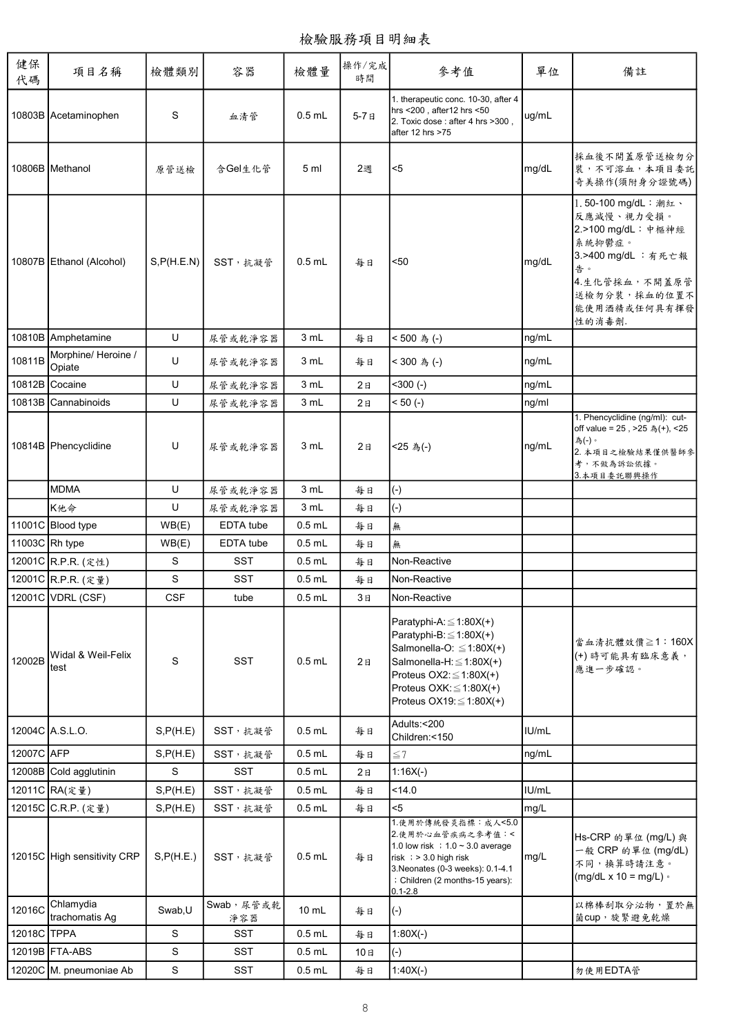# 檢驗服務項目明細表

| 健保代碼 | 項目名稱 | 檢體類別 | 容器 | 檢體量 | 操作/完成時間 | 參考值 | 單位 | 備註 |
|---|---|---|---|---|---|---|---|---|
| 10803B | Acetaminophen | S | 血清管 | 0.5 mL | 5-7日 | 1. therapeutic conc. 10-30, after 4 hrs <200 , after12 hrs <50<br>2. Toxic dose : after 4 hrs >300 , after 12 hrs >75 | ug/mL | |
| 10806B | Methanol | 原管送檢 | 含Gel生化管 | 5 ml | 2週 | <5 | mg/dL | 採血後不開蓋原管送檢勿分裝，不可溶血，本項目委託奇美操作(須附身分證號碼) |
| 10807B | Ethanol (Alcohol) | S,P(H.E.N) | SST，抗凝管 | 0.5 mL | 每日 | <50 | mg/dL | 1. 50-100 mg/dL：潮紅、反應減慢、視力受損。<br>2.>100 mg/dL：中樞神經系統抑鬱症。<br>3.>400 mg/dL ：有死亡報告。<br>4.生化管採血，不開蓋原管送檢勿分裝，採血的位置不能使用酒精或任何具有揮發性的消毒劑. |
| 10810B | Amphetamine | U | 尿管或乾淨容器 | 3 mL | 每日 | < 500 為 (-) | ng/mL | |
| 10811B | Morphine/ Heroine / Opiate | U | 尿管或乾淨容器 | 3 mL | 每日 | < 300 為 (-) | ng/mL | |
| 10812B | Cocaine | U | 尿管或乾淨容器 | 3 mL | 2日 | <300 (-) | ng/mL | |
| 10813B | Cannabinoids | U | 尿管或乾淨容器 | 3 mL | 2日 | < 50 (-) | ng/ml | |
| 10814B | Phencyclidine | U | 尿管或乾淨容器 | 3 mL | 2日 | <25 為(-) | ng/mL | 1. Phencyclidine (ng/ml): cut-off value = 25 , >25 為(+), <25 為(-)。<br>2. 本項目之檢驗結果僅供醫師參考，不做為訴訟依據。<br>3.本項目委託聯興操作 |
| | MDMA | U | 尿管或乾淨容器 | 3 mL | 每日 | (-) | | |
| | K他命 | U | 尿管或乾淨容器 | 3 mL | 每日 | (-) | | |
| 11001C | Blood type | WB(E) | EDTA tube | 0.5 mL | 每日 | 無 | | |
| 11003C | Rh type | WB(E) | EDTA tube | 0.5 mL | 每日 | 無 | | |
| 12001C | R.P.R. (定性) | S | SST | 0.5 mL | 每日 | Non-Reactive | | |
| 12001C | R.P.R. (定量) | S | SST | 0.5 mL | 每日 | Non-Reactive | | |
| 12001C | VDRL (CSF) | CSF | tube | 0.5 mL | 3日 | Non-Reactive | | |
| 12002B | Widal & Weil-Felix test | S | SST | 0.5 mL | 2日 | Paratyphi-A:≦1:80X(+)<br>Paratyphi-B:≦1:80X(+)<br>Salmonella-O: ≦1:80X(+)<br>Salmonella-H:≦1:80X(+)<br>Proteus OX2:≦1:80X(+)<br>Proteus OXK:≦1:80X(+)<br>Proteus OX19:≦1:80X(+) | | 當血清抗體效價≧1：160X (+) 時可能具有臨床意義，應進一步確認。 |
| 12004C | A.S.L.O. | S,P(H.E) | SST，抗凝管 | 0.5 mL | 每日 | Adults:<200<br>Children:<150 | IU/mL | |
| 12007C | AFP | S,P(H.E) | SST，抗凝管 | 0.5 mL | 每日 | ≦7 | ng/mL | |
| 12008B | Cold agglutinin | S | SST | 0.5 mL | 2日 | 1:16X(-) | | |
| 12011C | RA(定量) | S,P(H.E) | SST，抗凝管 | 0.5 mL | 每日 | <14.0 | IU/mL | |
| 12015C | C.R.P. (定量) | S,P(H.E) | SST，抗凝管 | 0.5 mL | 每日 | <5 | mg/L | |
| 12015C | High sensitivity CRP | S,P(H.E.) | SST，抗凝管 | 0.5 mL | 每日 | 1.使用於傳統發炎指標：成人<5.0<br>2.使用於心血管疾病之參考值：< 1.0 low risk ；1.0 ~ 3.0 average risk ；> 3.0 high risk<br>3.Neonates (0-3 weeks): 0.1-4.1 ；Children (2 months-15 years): 0.1-2.8 | mg/L | Hs-CRP 的單位 (mg/L) 與一般 CRP 的單位 (mg/dL) 不同，換算時請注意。(mg/dL x 10 = mg/L)。 |
| 12016C | Chlamydia trachomatis Ag | Swab,U | Swab，尿管或乾淨容器 | 10 mL | 每日 | (-) | | 以棉棒刮取分泌物，置於無菌cup，旋緊避免乾燥 |
| 12018C | TPPA | S | SST | 0.5 mL | 每日 | 1:80X(-) | | |
| 12019B | FTA-ABS | S | SST | 0.5 mL | 10日 | (-) | | |
| 12020C | M. pneumoniae Ab | S | SST | 0.5 mL | 每日 | 1:40X(-) | | 勿使用EDTA管 |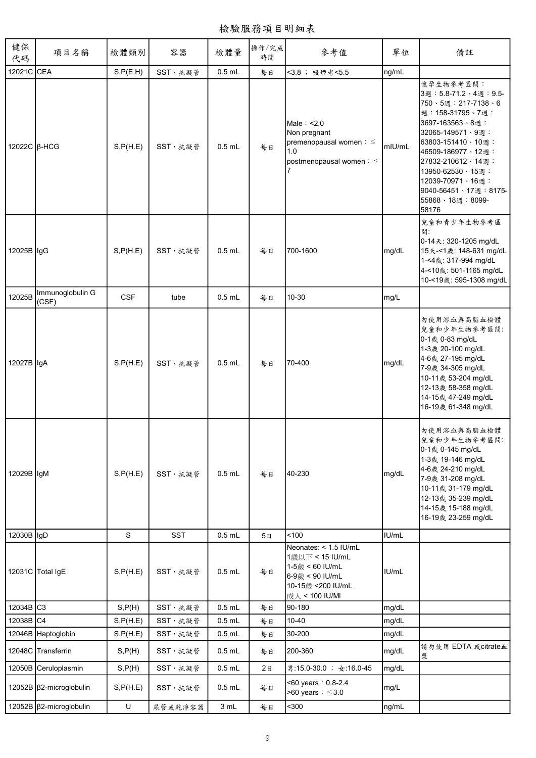# 檢驗服務項目明細表

| 健保代碼 | 項目名稱 | 檢體類別 | 容器 | 檢體量 | 操作/完成時間 | 參考值 | 單位 | 備註 |
|---|---|---|---|---|---|---|---|---|
| 12021C | CEA | S,P(E.H) | SST，抗凝管 | 0.5 mL | 每日 | <3.8 ； 吸煙者<5.5 | ng/mL | |
| 12022C | β-HCG | S,P(H.E) | SST，抗凝管 | 0.5 mL | 每日 | Male：<2.0<br>Non pregnant<br>premenopausal women：≤ 1.0<br>postmenopausal women：≤ 7 | mIU/mL | 懷孕生物參考區間：<br>3週：5.8-71.2、4週：9.5-750、5週：217-7138、6週：158-31795、7週：3697-163563、8週：32065-149571、9週：63803-151410、10週：46509-186977、12週：27832-210612、14週：13950-62530、15週：12039-70971、16週：9040-56451、17週：8175-55868、18週：8099-58176 |
| 12025B | IgG | S,P(H.E) | SST，抗凝管 | 0.5 mL | 每日 | 700-1600 | mg/dL | 兒童和青少年生物參考區間:<br>0-14天: 320-1205 mg/dL<br>15天-<1歲: 148-631 mg/dL<br>1-<4歲: 317-994 mg/dL<br>4-<10歲: 501-1165 mg/dL<br>10-<19歲: 595-1308 mg/dL |
| 12025B | Immunoglobulin G (CSF) | CSF | tube | 0.5 mL | 每日 | 10-30 | mg/L | |
| 12027B | IgA | S,P(H.E) | SST，抗凝管 | 0.5 mL | 每日 | 70-400 | mg/dL | 勿使用溶血與高脂血檢體<br>兒童和少年生物參考區間:<br>0-1歲 0-83 mg/dL<br>1-3歲 20-100 mg/dL<br>4-6歲 27-195 mg/dL<br>7-9歲 34-305 mg/dL<br>10-11歲 53-204 mg/dL<br>12-13歲 58-358 mg/dL<br>14-15歲 47-249 mg/dL<br>16-19歲 61-348 mg/dL |
| 12029B | IgM | S,P(H.E) | SST，抗凝管 | 0.5 mL | 每日 | 40-230 | mg/dL | 勿使用溶血與高脂血檢體<br>兒童和少年生物參考區間:<br>0-1歲 0-145 mg/dL<br>1-3歲 19-146 mg/dL<br>4-6歲 24-210 mg/dL<br>7-9歲 31-208 mg/dL<br>10-11歲 31-179 mg/dL<br>12-13歲 35-239 mg/dL<br>14-15歲 15-188 mg/dL<br>16-19歲 23-259 mg/dL |
| 12030B | IgD | S | SST | 0.5 mL | 5日 | <100 | IU/mL | |
| 12031C | Total IgE | S,P(H.E) | SST，抗凝管 | 0.5 mL | 每日 | Neonates: < 1.5 IU/mL<br>1歲以下 < 15 IU/mL<br>1-5歲 < 60 IU/mL<br>6-9歲 < 90 IU/mL<br>10-15歲 <200 IU/mL<br>成人 < 100 IU/Ml | IU/mL | |
| 12034B | C3 | S,P(H) | SST，抗凝管 | 0.5 mL | 每日 | 90-180 | mg/dL | |
| 12038B | C4 | S,P(H.E) | SST，抗凝管 | 0.5 mL | 每日 | 10-40 | mg/dL | |
| 12046B | Haptoglobin | S,P(H.E) | SST，抗凝管 | 0.5 mL | 每日 | 30-200 | mg/dL | |
| 12048C | Transferrin | S,P(H) | SST，抗凝管 | 0.5 mL | 每日 | 200-360 | mg/dL | 請勿使用 EDTA 或citrate血漿 |
| 12050B | Ceruloplasmin | S,P(H) | SST，抗凝管 | 0.5 mL | 2日 | 男:15.0-30.0 ； 女:16.0-45 | mg/dL | |
| 12052B | β2-microglobulin | S,P(H.E) | SST，抗凝管 | 0.5 mL | 每日 | <60 years：0.8-2.4<br>>60 years：≦3.0 | mg/L | |
| 12052B | β2-microglobulin | U | 尿管或乾淨容器 | 3 mL | 每日 | <300 | ng/mL | |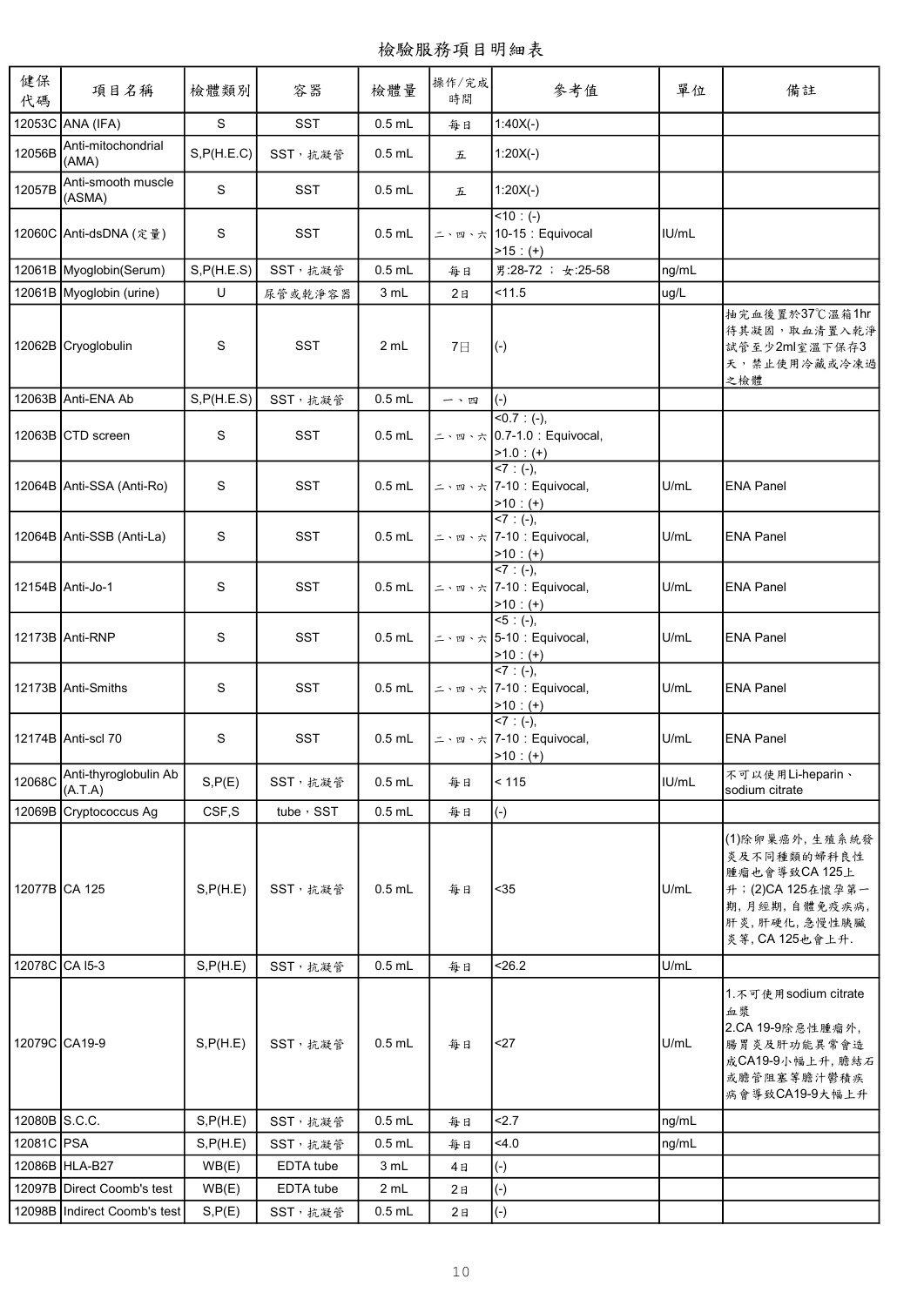# 檢驗服務項目明細表

| 健保代碼 | 項目名稱 | 檢體類別 | 容器 | 檢體量 | 操作/完成時間 | 參考值 | 單位 | 備註 |
|---|---|---|---|---|---|---|---|---|
| 12053C | ANA (IFA) | S | SST | 0.5 mL | 每日 | 1:40X(-) | | |
| 12056B | Anti-mitochondrial (AMA) | S,P(H.E.C) | SST，抗凝管 | 0.5 mL | 五 | 1:20X(-) | | |
| 12057B | Anti-smooth muscle (ASMA) | S | SST | 0.5 mL | 五 | 1:20X(-) | | |
| 12060C | Anti-dsDNA (定量) | S | SST | 0.5 mL | 二、四、六 | <10：(-)<br>10-15：Equivocal<br>>15：(+) | IU/mL | |
| 12061B | Myoglobin(Serum) | S,P(H.E.S) | SST，抗凝管 | 0.5 mL | 每日 | 男:28-72 ； 女:25-58 | ng/mL | |
| 12061B | Myoglobin (urine) | U | 尿管或乾淨容器 | 3 mL | 2日 | <11.5 | ug/L | |
| 12062B | Cryoglobulin | S | SST | 2 mL | 7日 | (-) | | 抽完血後置於37℃溫箱1hr待其凝固，取血清置入乾淨試管至少2ml室溫下保存3天，禁止使用冷藏或冷凍過之檢體 |
| 12063B | Anti-ENA Ab | S,P(H.E.S) | SST，抗凝管 | 0.5 mL | 一、四 | (-) | | |
| 12063B | CTD screen | S | SST | 0.5 mL | 二、四、六 | <0.7：(-),<br>0.7-1.0：Equivocal,<br>>1.0：(+) | | |
| 12064B | Anti-SSA (Anti-Ro) | S | SST | 0.5 mL | 二、四、六 | <7：(-),<br>7-10：Equivocal,<br>>10：(+) | U/mL | ENA Panel |
| 12064B | Anti-SSB (Anti-La) | S | SST | 0.5 mL | 二、四、六 | <7：(-),<br>7-10：Equivocal,<br>>10：(+) | U/mL | ENA Panel |
| 12154B | Anti-Jo-1 | S | SST | 0.5 mL | 二、四、六 | <7：(-),<br>7-10：Equivocal,<br>>10：(+) | U/mL | ENA Panel |
| 12173B | Anti-RNP | S | SST | 0.5 mL | 二、四、六 | <5：(-),<br>5-10：Equivocal,<br>>10：(+) | U/mL | ENA Panel |
| 12173B | Anti-Smiths | S | SST | 0.5 mL | 二、四、六 | <7：(-),<br>7-10：Equivocal,<br>>10：(+) | U/mL | ENA Panel |
| 12174B | Anti-scl 70 | S | SST | 0.5 mL | 二、四、六 | <7：(-),<br>7-10：Equivocal,<br>>10：(+) | U/mL | ENA Panel |
| 12068C | Anti-thyroglobulin Ab (A.T.A) | S,P(E) | SST，抗凝管 | 0.5 mL | 每日 | < 115 | IU/mL | 不可以使用Li-heparin、sodium citrate |
| 12069B | Cryptococcus Ag | CSF,S | tube，SST | 0.5 mL | 每日 | (-) | | |
| 12077B | CA 125 | S,P(H.E) | SST，抗凝管 | 0.5 mL | 每日 | <35 | U/mL | (1)除卵巢癌外，生殖系統發炎及不同種類的婦科良性腫瘤也會導致CA 125上升；(2)CA 125在懷孕第一期，月經期，自體免疫疾病，肝炎，肝硬化，急慢性胰臟炎等，CA 125也會上升. |
| 12078C | CA l5-3 | S,P(H.E) | SST，抗凝管 | 0.5 mL | 每日 | <26.2 | U/mL | |
| 12079C | CA19-9 | S,P(H.E) | SST，抗凝管 | 0.5 mL | 每日 | <27 | U/mL | 1.不可使用sodium citrate血漿<br>2.CA 19-9除惡性腫瘤外，腸胃炎及肝功能異常會造成CA19-9小幅上升，膽結石或膽管阻塞等膽汁鬱積疾病會導致CA19-9大幅上升 |
| 12080B | S.C.C. | S,P(H.E) | SST，抗凝管 | 0.5 mL | 每日 | <2.7 | ng/mL | |
| 12081C | PSA | S,P(H.E) | SST，抗凝管 | 0.5 mL | 每日 | <4.0 | ng/mL | |
| 12086B | HLA-B27 | WB(E) | EDTA tube | 3 mL | 4日 | (-) | | |
| 12097B | Direct Coomb's test | WB(E) | EDTA tube | 2 mL | 2日 | (-) | | |
| 12098B | Indirect Coomb's test | S,P(E) | SST，抗凝管 | 0.5 mL | 2日 | (-) | | |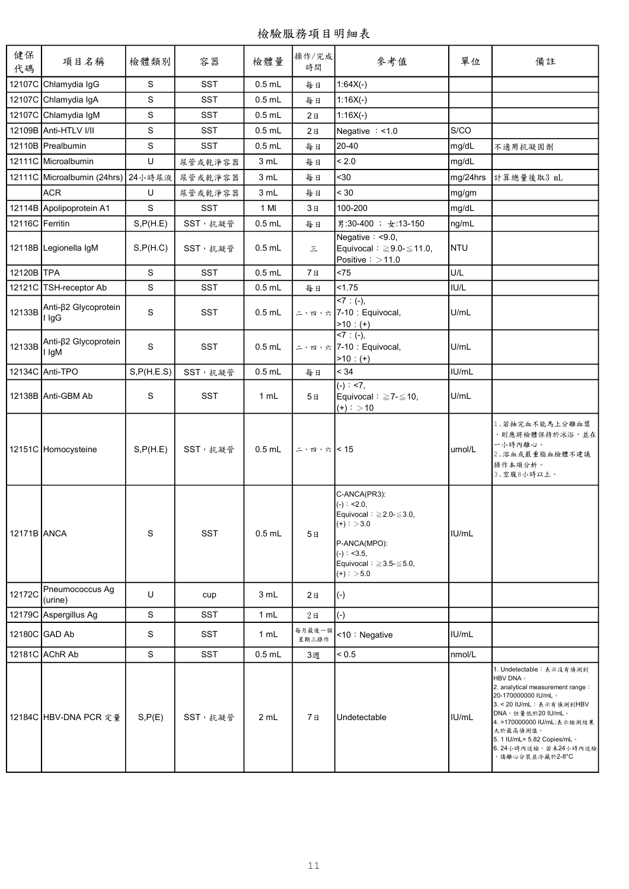# 檢驗服務項目明細表

| 健保代碼 | 項目名稱 | 檢體類別 | 容器 | 檢體量 | 操作/完成時間 | 參考值 | 單位 | 備註 |
|---|---|---|---|---|---|---|---|---|
| 12107C | Chlamydia IgG | S | SST | 0.5 mL | 每日 | 1:64X(-) | | |
| 12107C | Chlamydia IgA | S | SST | 0.5 mL | 每日 | 1:16X(-) | | |
| 12107C | Chlamydia IgM | S | SST | 0.5 mL | 2日 | 1:16X(-) | | |
| 12109B | Anti-HTLV I/II | S | SST | 0.5 mL | 2日 | Negative ：<1.0 | S/CO | |
| 12110B | Prealbumin | S | SST | 0.5 mL | 每日 | 20-40 | mg/dL | 不適用抗凝固劑 |
| 12111C | Microalbumin | U | 尿管或乾淨容器 | 3 mL | 每日 | < 2.0 | mg/dL | |
| 12111C | Microalbumin (24hrs) | 24小時尿液 | 尿管或乾淨容器 | 3 mL | 每日 | <30 | mg/24hrs | 計算總量後取3 mL |
| | ACR | U | 尿管或乾淨容器 | 3 mL | 每日 | < 30 | mg/gm | |
| 12114B | Apolipoprotein A1 | S | SST | 1 Ml | 3日 | 100-200 | mg/dL | |
| 12116C | Ferritin | S,P(H.E) | SST，抗凝管 | 0.5 mL | 每日 | 男:30-400 ； 女:13-150 | ng/mL | |
| 12118B | Legionella IgM | S,P(H.C) | SST，抗凝管 | 0.5 mL | 三 | Negative：<9.0, Equivocal：≧9.0-≦11.0, Positive：＞11.0 | NTU | |
| 12120B | TPA | S | SST | 0.5 mL | 7日 | <75 | U/L | |
| 12121C | TSH-receptor Ab | S | SST | 0.5 mL | 每日 | <1.75 | IU/L | |
| 12133B | Anti-β2 Glycoprotein I IgG | S | SST | 0.5 mL | 二、四、六 | <7：(-), 7-10：Equivocal, >10：(+) | U/mL | |
| 12133B | Anti-β2 Glycoprotein I IgM | S | SST | 0.5 mL | 二、四、六 | <7：(-), 7-10：Equivocal, >10：(+) | U/mL | |
| 12134C | Anti-TPO | S,P(H.E.S) | SST，抗凝管 | 0.5 mL | 每日 | < 34 | IU/mL | |
| 12138B | Anti-GBM Ab | S | SST | 1 mL | 5日 | (-)：<7, Equivocal：≧7-≦10, (+)：＞10 | U/mL | |
| 12151C | Homocysteine | S,P(H.E) | SST，抗凝管 | 0.5 mL | 二、四、六 | < 15 | umol/L | 1.若抽完血不能馬上分離血漿，則應將檢體保持於冰浴，並在一小時內離心。 2.溶血或嚴重脂血檢體不建議操作本項分析。 3.空腹8小時以上。 |
| 12171B | ANCA | S | SST | 0.5 mL | 5日 | C-ANCA(PR3): (-)：<2.0, Equivocal：≧2.0-≦3.0, (+)：＞3.0 P-ANCA(MPO): (-)：<3.5, Equivocal：≧3.5-≦5.0, (+)：＞5.0 | IU/mL | |
| 12172C | Pneumococcus Ag (urine) | U | cup | 3 mL | 2日 | (-) | | |
| 12179C | Aspergillus Ag | S | SST | 1 mL | 2日 | (-) | | |
| 12180C | GAD Ab | S | SST | 1 mL | 每月最後一個星期三操作 | <10：Negative | IU/mL | |
| 12181C | AChR Ab | S | SST | 0.5 mL | 3週 | < 0.5 | nmol/L | |
| 12184C | HBV-DNA PCR 定量 | S,P(E) | SST，抗凝管 | 2 mL | 7日 | Undetectable | IU/mL | 1. Undetectable：表示沒有偵測到HBV DNA。 2. analytical measurement range：20-170000000 IU/mL。 3. < 20 IU/mL：表示有偵測到HBV DNA，但量低於20 IU/mL。 4. >170000000 IU/mL:表示檢測結果大於最高偵測值。 5. 1 IU/mL= 5.82 Copies/mL。 6. 24小時內送檢，若未24小時內送檢，請離心分裝並冷藏於2-8°C |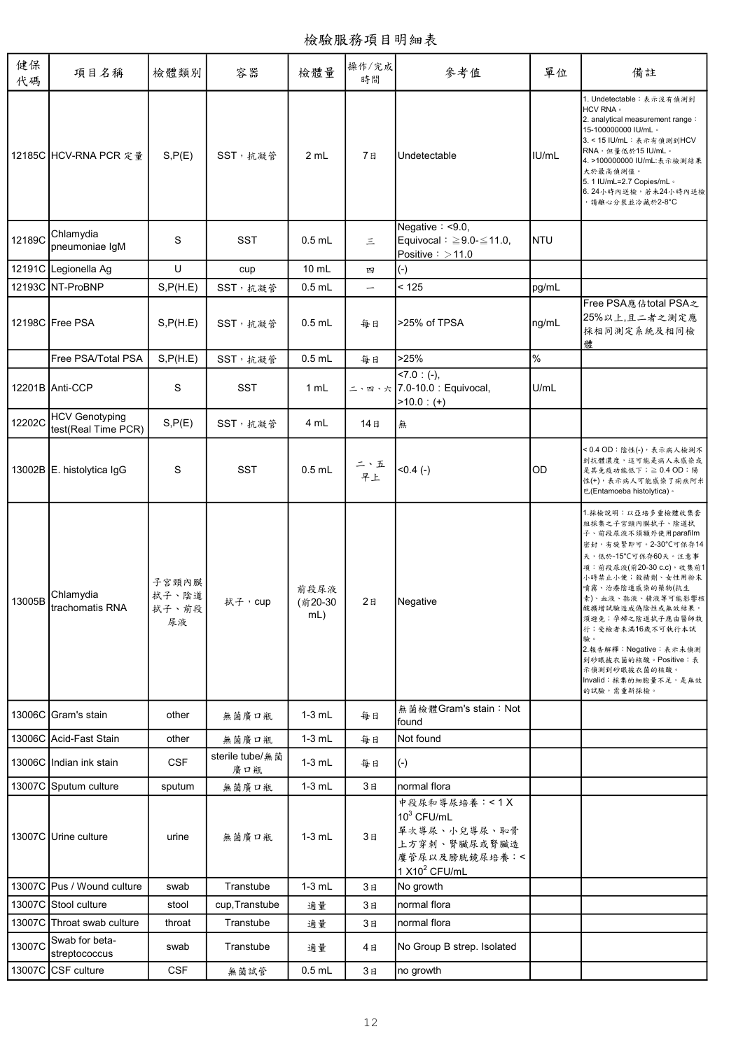# 檢驗服務項目明細表

| 健保代碼 | 項目名稱 | 檢體類別 | 容器 | 檢體量 | 操作/完成時間 | 參考值 | 單位 | 備註 |
|---|---|---|---|---|---|---|---|---|
| 12185C | HCV-RNA PCR 定量 | S,P(E) | SST，抗凝管 | 2 mL | 7日 | Undetectable | IU/mL | 1. Undetectable：表示沒有偵測到HCV RNA。<br>2. analytical measurement range：15-100000000 IU/mL。<br>3. < 15 IU/mL：表示有偵測到HCV RNA，但量低於15 IU/mL。<br>4. >100000000 IU/mL:表示檢測結果大於最高偵測值。<br>5. 1 IU/mL=2.7 Copies/mL。<br>6. 24小時內送檢，若未24小時內送檢，請離心分裝並冷藏於2-8°C |
| 12189C | Chlamydia pneumoniae IgM | S | SST | 0.5 mL | 三 | Negative：<9.0,<br>Equivocal：≧9.0-≦11.0,<br>Positive：＞11.0 | NTU | |
| 12191C | Legionella Ag | U | cup | 10 mL | 四 | (-) | | |
| 12193C | NT-ProBNP | S,P(H.E) | SST，抗凝管 | 0.5 mL | 一 | < 125 | pg/mL | |
| 12198C | Free PSA | S,P(H.E) | SST，抗凝管 | 0.5 mL | 每日 | >25% of TPSA | ng/mL | Free PSA應佔total PSA之25%以上,且二者之測定應採相同測定系統及相同檢體 |
| | Free PSA/Total PSA | S,P(H.E) | SST，抗凝管 | 0.5 mL | 每日 | >25% | % | |
| 12201B | Anti-CCP | S | SST | 1 mL | 二、四、六 | <7.0：(-),<br>7.0-10.0：Equivocal,<br>>10.0：(+) | U/mL | |
| 12202C | HCV Genotyping test(Real Time PCR) | S,P(E) | SST，抗凝管 | 4 mL | 14日 | 無 | | |
| 13002B | E. histolytica IgG | S | SST | 0.5 mL | 二、五早上 | <0.4 (-) | OD | < 0.4 OD：陰性(-)，表示病人檢測不到抗體濃度，這可能是病人未感染或是其免疫功能低下；≧ 0.4 OD：陽性(+)，表示病人可能感染了痢疾阿米巴(Entamoeba histolytica)。 |
| 13005B | Chlamydia trachomatis RNA | 子宮頸內膜拭子、陰道拭子、前段尿液 | 拭子，cup | 前段尿液(前20-30 mL) | 2日 | Negative | | 1.採檢說明：以亞培多重檢體收集套組採集之子宮頸內膜拭子、陰道拭子、前段尿液不須額外使用parafilm密封，有旋緊即可。2-30°C可保存14天，低於-15°C可保存60天。注意事項：前段尿液(前20-30 c.c)，收集前1小時禁止小便；殺精劑、女性用粉末噴霧、治療陰道感染的藥物(抗生素)、血液、黏液、精液等可能影響核酸擴增試驗造成偽陰性或無效結果，須避免；孕婦之陰道拭子應由醫師執行；受檢者未滿16歲不可執行本試驗。<br>2.報告解釋：Negative：表示未偵測到砂眼披衣菌的核酸。Positive：表示偵測到砂眼披衣菌的核酸。Invalid：採集的細胞量不足，是無效的試驗，需重新採檢。 |
| 13006C | Gram's stain | other | 無菌廣口瓶 | 1-3 mL | 每日 | 無菌檢體Gram's stain：Not found | | |
| 13006C | Acid-Fast Stain | other | 無菌廣口瓶 | 1-3 mL | 每日 | Not found | | |
| 13006C | Indian ink stain | CSF | sterile tube/無菌廣口瓶 | 1-3 mL | 每日 | (-) | | |
| 13007C | Sputum culture | sputum | 無菌廣口瓶 | 1-3 mL | 3日 | normal flora | | |
| 13007C | Urine culture | urine | 無菌廣口瓶 | 1-3 mL | 3日 | 中段尿和導尿培養：< 1 X $10^3$ CFU/mL<br>單次導尿、小兒導尿、恥骨上方穿刺、腎臟尿或腎臟造廔管尿以及膀胱鏡尿培養：< 1 X$10^2$ CFU/mL | | |
| 13007C | Pus / Wound culture | swab | Transtube | 1-3 mL | 3日 | No growth | | |
| 13007C | Stool culture | stool | cup,Transtube | 適量 | 3日 | normal flora | | |
| 13007C | Throat swab culture | throat | Transtube | 適量 | 3日 | normal flora | | |
| 13007C | Swab for beta-streptococcus | swab | Transtube | 適量 | 4日 | No Group B strep. Isolated | | |
| 13007C | CSF culture | CSF | 無菌試管 | 0.5 mL | 3日 | no growth | | |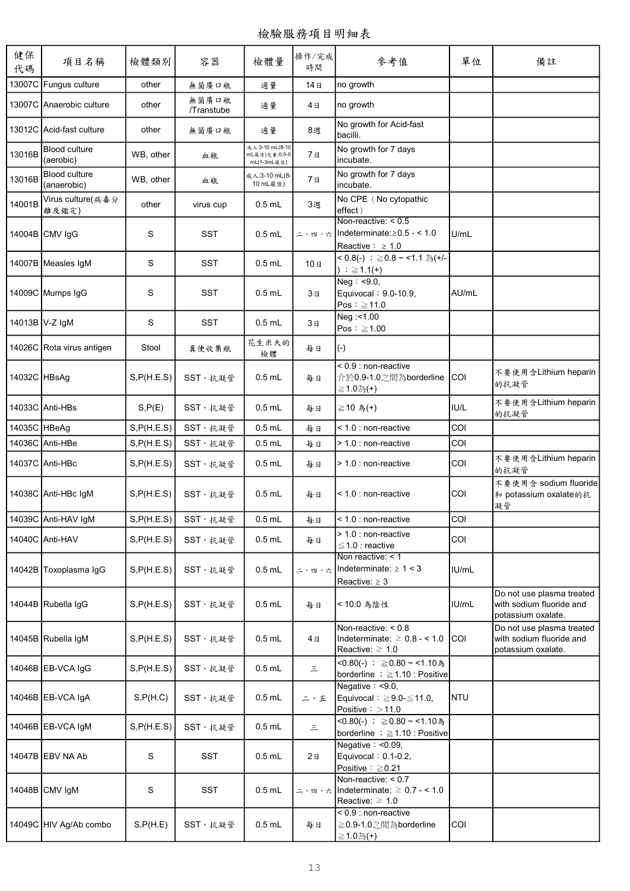# 檢驗服務項目明細表

| 健保代碼 | 項目名稱 | 檢體類別 | 容器 | 檢體量 | 操作/完成時間 | 參考值 | 單位 | 備註 |
|---|---|---|---|---|---|---|---|---|
| 13007C | Fungus culture | other | 無菌廣口瓶 | 適量 | 14日 | no growth | | |
| 13007C | Anaerobic culture | other | 無菌廣口瓶 /Transtube | 適量 | 4日 | no growth | | |
| 13012C | Acid-fast culture | other | 無菌廣口瓶 | 適量 | 8週 | No growth for Acid-fast bacilli. | | |
| 13016B | Blood culture (aerobic) | WB, other | 血瓶 | 成人:3-10 mL(8-10 mL最佳)兒童:0.5-5 mL(1-3mL最佳) | 7日 | No growth for 7 days incubate. | | |
| 13016B | Blood culture (anaerobic) | WB, other | 血瓶 | 成人:3-10 mL(8-10 mL最佳) | 7日 | No growth for 7 days incubate. | | |
| 14001B | Virus culture(病毒分離及鑑定) | other | virus cup | 0.5 mL | 3週 | No CPE（No cytopathic effect） | | |
| 14004B | CMV IgG | S | SST | 0.5 mL | 二、四、六 | Non-reactive: < 0.5<br>Indeterminate:≥0.5 - < 1.0<br>Reactive： ≥ 1.0 | U/mL | |
| 14007B | Measles IgM | S | SST | 0.5 mL | 10日 | < 0.8(-) ；≧0.8 ~ <1.1 為(+/-)；≧1.1(+) | | |
| 14009C | Mumps IgG | S | SST | 0.5 mL | 3日 | Neg：<9.0,<br>Equivocal：9.0-10.9,<br>Pos：≧11.0 | AU/mL | |
| 14013B | V-Z IgM | S | SST | 0.5 mL | 3日 | Neg :<1.00<br>Pos：≧1.00 | | |
| 14026C | Rota virus antigen | Stool | 糞便收集瓶 | 花生米大的檢體 | 每日 | (-) | | |
| 14032C | HBsAg | S,P(H.E.S) | SST，抗凝管 | 0.5 mL | 每日 | < 0.9 : non-reactive<br>介於0.9-1.0之間為borderline<br>≧1.0為(+) | COI | 不要使用含Lithium heparin的抗凝管 |
| 14033C | Anti-HBs | S,P(E) | SST，抗凝管 | 0.5 mL | 每日 | ≧10 為(+) | IU/L | 不要使用含Lithium heparin的抗凝管 |
| 14035C | HBeAg | S,P(H.E.S) | SST，抗凝管 | 0.5 mL | 每日 | < 1.0 : non-reactive | COI | |
| 14036C | Anti-HBe | S,P(H.E.S) | SST，抗凝管 | 0.5 mL | 每日 | > 1.0 : non-reactive | COI | |
| 14037C | Anti-HBc | S,P(H.E.S) | SST，抗凝管 | 0.5 mL | 每日 | > 1.0 : non-reactive | COI | 不要使用含Lithium heparin的抗凝管 |
| 14038C | Anti-HBc IgM | S,P(H.E.S) | SST，抗凝管 | 0.5 mL | 每日 | < 1.0 : non-reactive | COI | 不要使用含 sodium fluoride 和 potassium oxalate的抗凝管 |
| 14039C | Anti-HAV IgM | S,P(H.E.S) | SST，抗凝管 | 0.5 mL | 每日 | < 1.0 : non-reactive | COI | |
| 14040C | Anti-HAV | S,P(H.E.S) | SST，抗凝管 | 0.5 mL | 每日 | > 1.0 : non-reactive<br>≦1.0 : reactive | COI | |
| 14042B | Toxoplasma IgG | S,P(H.E.S) | SST，抗凝管 | 0.5 mL | 二、四、六 | Non reactive: < 1<br>Indeterminate: ≥ 1 < 3<br>Reactive: ≥ 3 | IU/mL | |
| 14044B | Rubella IgG | S,P(H.E.S) | SST，抗凝管 | 0.5 mL | 每日 | < 10.0 為陰性 | IU/mL | Do not use plasma treated with sodium fluoride and potassium oxalate. |
| 14045B | Rubella IgM | S,P(H.E.S) | SST，抗凝管 | 0.5 mL | 4日 | Non-reactive: < 0.8<br>Indeterminate: ≥ 0.8 - < 1.0<br>Reactive: ≥ 1.0 | COI | Do not use plasma treated with sodium fluoride and potassium oxalate. |
| 14046B | EB-VCA IgG | S,P(H.E.S) | SST，抗凝管 | 0.5 mL | 三 | <0.80(-) ； ≧0.80 ~ <1.10為borderline ；≧1.10 : Positive | | |
| 14046B | EB-VCA IgA | S,P(H.C) | SST，抗凝管 | 0.5 mL | 二、五 | Negative：<9.0,<br>Equivocal：≧9.0-≦11.0,<br>Positive：＞11.0 | NTU | |
| 14046B | EB-VCA IgM | S,P(H.E.S) | SST，抗凝管 | 0.5 mL | 三 | <0.80(-) ； ≧0.80 ~ <1.10為borderline ；≧1.10 : Positive | | |
| 14047B | EBV NA Ab | S | SST | 0.5 mL | 2日 | Negative：<0.09,<br>Equivocal：0.1-0.2,<br>Positive：≧0.21 | | |
| 14048B | CMV IgM | S | SST | 0.5 mL | 二、四、六 | Non-reactive: < 0.7<br>Indeterminate: ≥ 0.7 - < 1.0<br>Reactive: ≥ 1.0 | | |
| 14049C | HIV Ag/Ab combo | S,P(H.E) | SST，抗凝管 | 0.5 mL | 每日 | < 0.9 : non-reactive<br>≧0.9-1.0之間為borderline<br>≧1.0為(+) | COI | |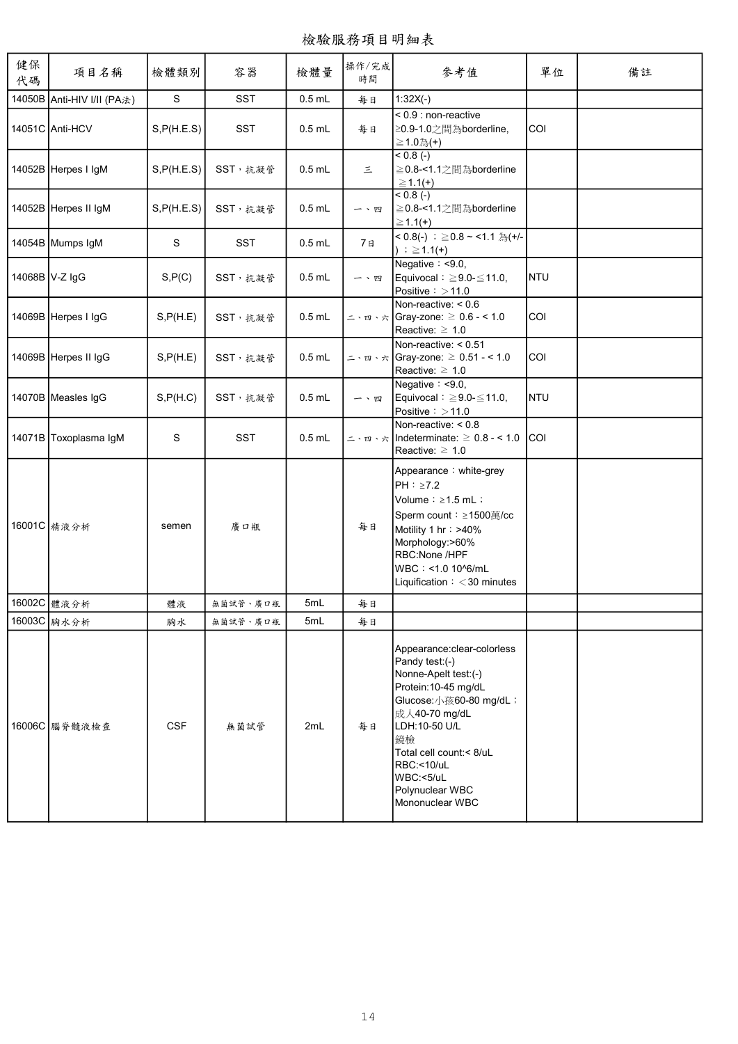# 檢驗服務項目明細表

| 健保代碼 | 項目名稱 | 檢體類別 | 容器 | 檢體量 | 操作/完成時間 | 參考值 | 單位 | 備註 |
|---|---|---|---|---|---|---|---|---|
| 14050B | Anti-HIV I/II (PA法) | S | SST | 0.5 mL | 每日 | 1:32X(-) | | |
| 14051C | Anti-HCV | S,P(H.E.S) | SST | 0.5 mL | 每日 | < 0.9 : non-reactive<br>≥0.9-1.0之間為borderline,<br>≧1.0為(+) | COI | |
| 14052B | Herpes I IgM | S,P(H.E.S) | SST，抗凝管 | 0.5 mL | 三 | < 0.8 (-)<br>≧0.8-<1.1之間為borderline<br>≧1.1(+) | | |
| 14052B | Herpes II IgM | S,P(H.E.S) | SST，抗凝管 | 0.5 mL | 一、四 | < 0.8 (-)<br>≧0.8-<1.1之間為borderline<br>≧1.1(+) | | |
| 14054B | Mumps IgM | S | SST | 0.5 mL | 7日 | < 0.8(-) ；≧0.8 ~ <1.1 為(+/-) ；≧1.1(+) | | |
| 14068B | V-Z IgG | S,P(C) | SST，抗凝管 | 0.5 mL | 一、四 | Negative：<9.0,<br>Equivocal：≧9.0-≦11.0,<br>Positive：＞11.0 | NTU | |
| 14069B | Herpes I IgG | S,P(H.E) | SST，抗凝管 | 0.5 mL | 二、四、六 | Non-reactive: < 0.6<br>Gray-zone: ≥ 0.6 - < 1.0<br>Reactive: ≥ 1.0 | COI | |
| 14069B | Herpes II IgG | S,P(H.E) | SST，抗凝管 | 0.5 mL | 二、四、六 | Non-reactive: < 0.51<br>Gray-zone: ≥ 0.51 - < 1.0<br>Reactive: ≥ 1.0 | COI | |
| 14070B | Measles IgG | S,P(H.C) | SST，抗凝管 | 0.5 mL | 一、四 | Negative：<9.0,<br>Equivocal：≧9.0-≦11.0,<br>Positive：＞11.0 | NTU | |
| 14071B | Toxoplasma IgM | S | SST | 0.5 mL | 二、四、六 | Non-reactive: < 0.8<br>Indeterminate: ≥ 0.8 - < 1.0<br>Reactive: ≥ 1.0 | COI | |
| 16001C | 精液分析 | semen | 廣口瓶 | | 每日 | Appearance：white-grey<br>PH：≥7.2<br>Volume：≥1.5 mL；<br>Sperm count：≥1500萬/cc<br>Motility 1 hr：>40%<br>Morphology:>60%<br>RBC:None /HPF<br>WBC：<1.0 10^6/mL<br>Liquification：＜30 minutes | | |
| 16002C | 體液分析 | 體液 | 無菌試管、廣口瓶 | 5mL | 每日 | | | |
| 16003C | 胸水分析 | 胸水 | 無菌試管、廣口瓶 | 5mL | 每日 | | | |
| 16006C | 腦脊髓液檢查 | CSF | 無菌試管 | 2mL | 每日 | Appearance:clear-colorless<br>Pandy test:(-)<br>Nonne-Apelt test:(-)<br>Protein:10-45 mg/dL<br>Glucose:小孩60-80 mg/dL；成人40-70 mg/dL<br>LDH:10-50 U/L<br>鏡檢<br>Total cell count:< 8/uL<br>RBC:<10/uL<br>WBC:<5/uL<br>Polynuclear WBC<br>Mononuclear WBC | | |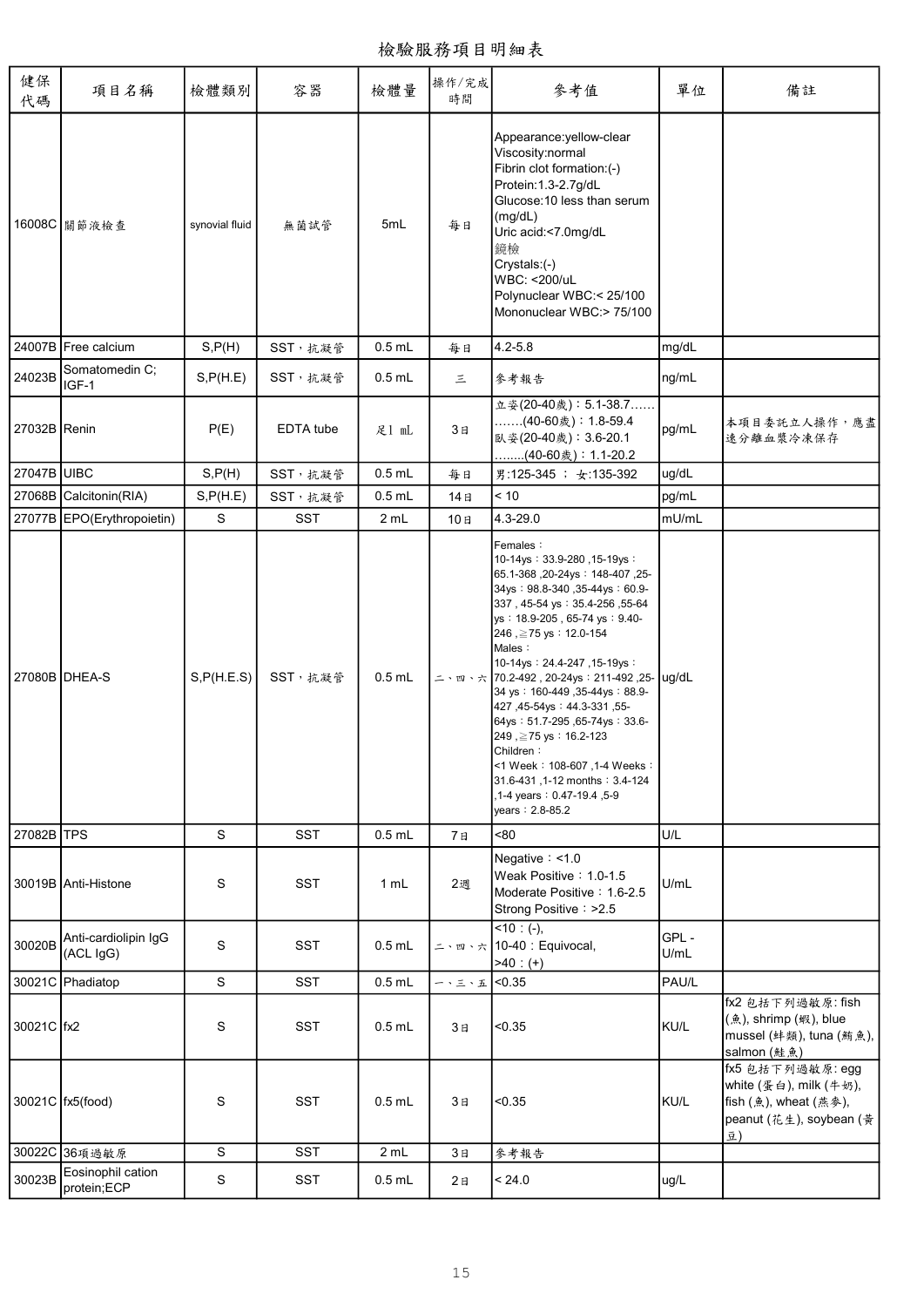# 檢驗服務項目明細表

| 健保代碼 | 項目名稱 | 檢體類別 | 容器 | 檢體量 | 操作/完成時間 | 參考值 | 單位 | 備註 |
|---|---|---|---|---|---|---|---|---|
| 16008C | 關節液檢查 | synovial fluid | 無菌試管 | 5mL | 每日 | Appearance:yellow-clear<br>Viscosity:normal<br>Fibrin clot formation:(-)<br>Protein:1.3-2.7g/dL<br>Glucose:10 less than serum (mg/dL)<br>Uric acid:<7.0mg/dL<br>鏡檢<br>Crystals:(-)<br>WBC: <200/uL<br>Polynuclear WBC:< 25/100<br>Mononuclear WBC:> 75/100 | | |
| 24007B | Free calcium | S,P(H) | SST，抗凝管 | 0.5 mL | 每日 | 4.2-5.8 | mg/dL | |
| 24023B | Somatomedin C; IGF-1 | S,P(H.E) | SST，抗凝管 | 0.5 mL | 三 | 參考報告 | ng/mL | |
| 27032B | Renin | P(E) | EDTA tube | 足1 mL | 3日 | 立姿(20-40歲)：5.1-38.7……….(40-60歲)：1.8-59.4<br>臥姿(20-40歲)：3.6-20.1<br>……..(40-60歲)：1.1-20.2 | pg/mL | 本項目委託立人操作，應盡速分離血漿冷凍保存 |
| 27047B | UIBC | S,P(H) | SST，抗凝管 | 0.5 mL | 每日 | 男:125-345 ； 女:135-392 | ug/dL | |
| 27068B | Calcitonin(RIA) | S,P(H.E) | SST，抗凝管 | 0.5 mL | 14日 | < 10 | pg/mL | |
| 27077B | EPO(Erythropoietin) | S | SST | 2 mL | 10日 | 4.3-29.0 | mU/mL | |
| 27080B | DHEA-S | S,P(H.E.S) | SST，抗凝管 | 0.5 mL | 二、四、六 | Females：<br>10-14ys：33.9-280 ,15-19ys：65.1-368 ,20-24ys：148-407 ,25-34ys：98.8-340 ,35-44ys：60.9-337 , 45-54 ys：35.4-256 ,55-64 ys：18.9-205 , 65-74 ys：9.40-246 ,≧75 ys：12.0-154<br>Males：<br>10-14ys：24.4-247 ,15-19ys：70.2-492 , 20-24ys：211-492 ,25-34 ys：160-449 ,35-44ys：88.9-427 ,45-54ys：44.3-331 ,55-64ys：51.7-295 ,65-74ys：33.6-249 ,≧75 ys：16.2-123<br>Children：<br><1 Week：108-607 ,1-4 Weeks：31.6-431 ,1-12 months：3.4-124 ,1-4 years：0.47-19.4 ,5-9 years：2.8-85.2 | ug/dL | |
| 27082B | TPS | S | SST | 0.5 mL | 7日 | <80 | U/L | |
| 30019B | Anti-Histone | S | SST | 1 mL | 2週 | Negative：<1.0<br>Weak Positive：1.0-1.5<br>Moderate Positive：1.6-2.5<br>Strong Positive：>2.5 | U/mL | |
| 30020B | Anti-cardiolipin IgG (ACL IgG) | S | SST | 0.5 mL | 二、四、六 | <10 : (-),<br>10-40 : Equivocal,<br>>40 : (+) | GPL - U/mL | |
| 30021C | Phadiatop | S | SST | 0.5 mL | 一、三、五 | <0.35 | PAU/L | |
| 30021C | fx2 | S | SST | 0.5 mL | 3日 | <0.35 | KU/L | fx2 包括下列過敏原: fish (魚), shrimp (蝦), blue mussel (蚌類), tuna (鮪魚), salmon (鮭魚) |
| 30021C | fx5(food) | S | SST | 0.5 mL | 3日 | <0.35 | KU/L | fx5 包括下列過敏原: egg white (蛋白), milk (牛奶), fish (魚), wheat (燕麥), peanut (花生), soybean (黃豆) |
| 30022C | 36項過敏原 | S | SST | 2 mL | 3日 | 參考報告 | | |
| 30023B | Eosinophil cation protein;ECP | S | SST | 0.5 mL | 2日 | < 24.0 | ug/L | |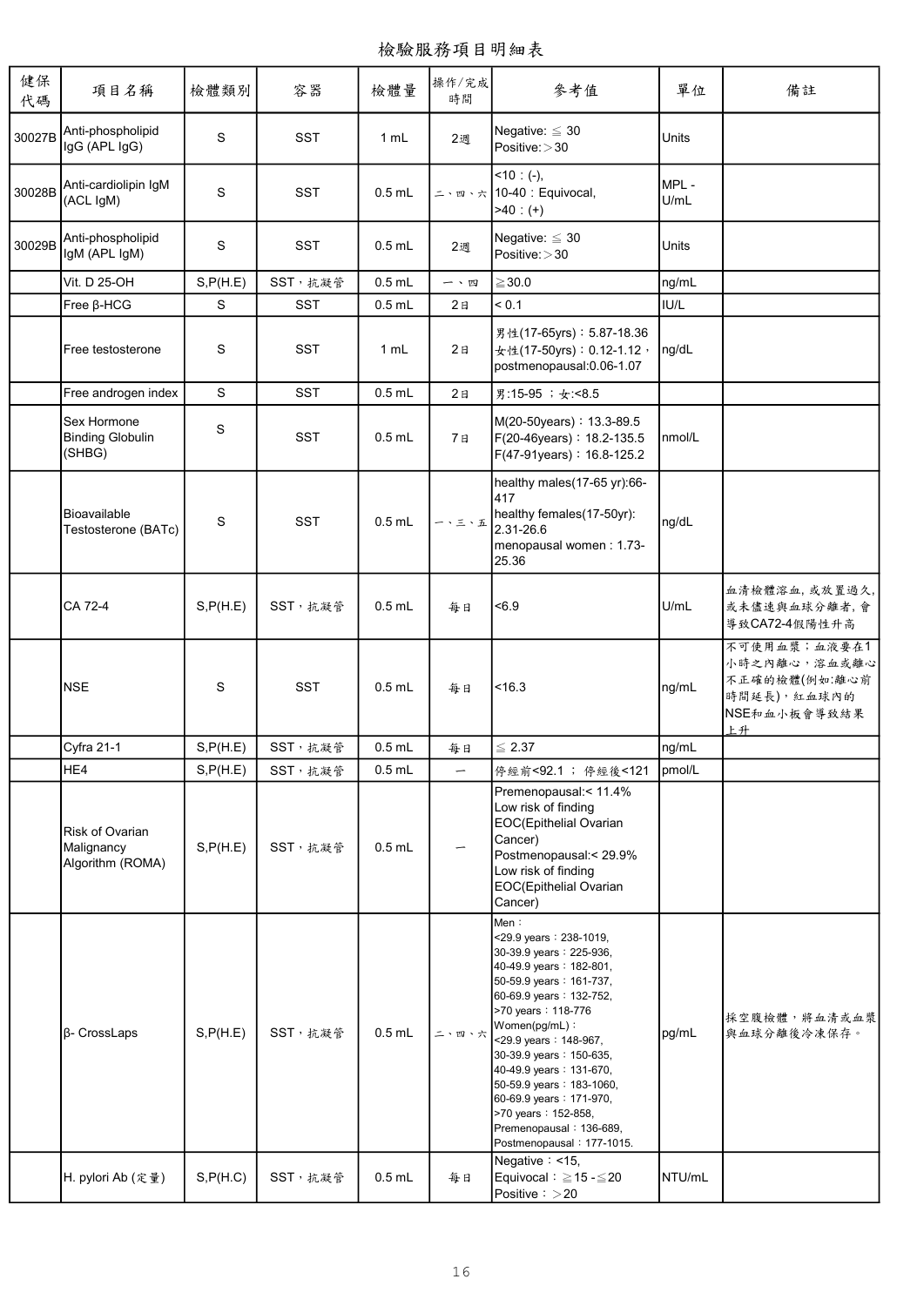# 檢驗服務項目明細表

| 健保代碼 | 項目名稱 | 檢體類別 | 容器 | 檢體量 | 操作/完成時間 | 參考值 | 單位 | 備註 |
|---|---|---|---|---|---|---|---|---|
| 30027B | Anti-phospholipid IgG (APL IgG) | S | SST | 1 mL | 2週 | Negative: ≦ 30<br>Positive:＞30 | Units | |
| 30028B | Anti-cardiolipin IgM (ACL IgM) | S | SST | 0.5 mL | 二、四、六 | <10：(-),<br>10-40：Equivocal,<br>>40：(+) | MPL - U/mL | |
| 30029B | Anti-phospholipid IgM (APL IgM) | S | SST | 0.5 mL | 2週 | Negative: ≦ 30<br>Positive:＞30 | Units | |
| | Vit. D 25-OH | S,P(H.E) | SST，抗凝管 | 0.5 mL | 一、四 | ≧30.0 | ng/mL | |
| | Free β-HCG | S | SST | 0.5 mL | 2日 | < 0.1 | IU/L | |
| | Free testosterone | S | SST | 1 mL | 2日 | 男性(17-65yrs)：5.87-18.36<br>女性(17-50yrs)：0.12-1.12，<br>postmenopausal:0.06-1.07 | ng/dL | |
| | Free androgen index | S | SST | 0.5 mL | 2日 | 男:15-95 ；女:<8.5 | | |
| | Sex Hormone Binding Globulin (SHBG) | S | SST | 0.5 mL | 7日 | M(20-50years)：13.3-89.5<br>F(20-46years)：18.2-135.5<br>F(47-91years)：16.8-125.2 | nmol/L | |
| | Bioavailable Testosterone (BATc) | S | SST | 0.5 mL | 一、三、五 | healthy males(17-65 yr):66-417<br>healthy females(17-50yr): 2.31-26.6<br>menopausal women：1.73-25.36 | ng/dL | |
| | CA 72-4 | S,P(H.E) | SST，抗凝管 | 0.5 mL | 每日 | <6.9 | U/mL | 血清檢體溶血,或放置過久,或未儘速與血球分離者,會導致CA72-4假陽性升高 |
| | NSE | S | SST | 0.5 mL | 每日 | <16.3 | ng/mL | 不可使用血漿；血液要在1小時之內離心，溶血或離心不正確的檢體(例如:離心前時間延長)，紅血球內的NSE和血小板會導致結果上升 |
| | Cyfra 21-1 | S,P(H.E) | SST，抗凝管 | 0.5 mL | 每日 | ≦ 2.37 | ng/mL | |
| | HE4 | S,P(H.E) | SST，抗凝管 | 0.5 mL | 一 | 停經前<92.1 ； 停經後<121 | pmol/L | |
| | Risk of Ovarian Malignancy Algorithm (ROMA) | S,P(H.E) | SST，抗凝管 | 0.5 mL | 一 | Premenopausal:< 11.4%<br>Low risk of finding EOC(Epithelial Ovarian Cancer)<br>Postmenopausal:< 29.9%<br>Low risk of finding EOC(Epithelial Ovarian Cancer) | | |
| | β- CrossLaps | S,P(H.E) | SST，抗凝管 | 0.5 mL | 二、四、六 | Men：<br><29.9 years：238-1019,<br>30-39.9 years：225-936,<br>40-49.9 years：182-801,<br>50-59.9 years：161-737,<br>60-69.9 years：132-752,<br>>70 years：118-776<br>Women(pg/mL)：<br><29.9 years：148-967,<br>30-39.9 years：150-635,<br>40-49.9 years：131-670,<br>50-59.9 years：183-1060,<br>60-69.9 years：171-970,<br>>70 years：152-858,<br>Premenopausal：136-689,<br>Postmenopausal：177-1015. | pg/mL | 採空腹檢體，將血清或血漿與血球分離後冷凍保存。 |
| | H. pylori Ab (定量) | S,P(H.C) | SST，抗凝管 | 0.5 mL | 每日 | Negative：<15,<br>Equivocal：≧15 -≦20<br>Positive：＞20 | NTU/mL | |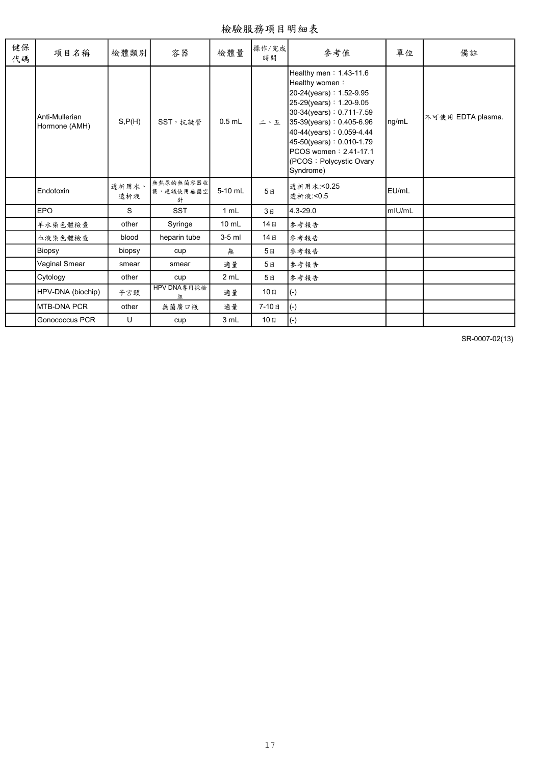# 檢驗服務項目明細表

| 健保代碼 | 項目名稱 | 檢體類別 | 容器 | 檢體量 | 操作/完成時間 | 參考值 | 單位 | 備註 |
|---|---|---|---|---|---|---|---|---|
| | Anti-Mullerian Hormone (AMH) | S,P(H) | SST，抗凝管 | 0.5 mL | 二、五 | Healthy men：1.43-11.6<br>Healthy women：<br>20-24(years)：1.52-9.95<br>25-29(years)：1.20-9.05<br>30-34(years)：0.711-7.59<br>35-39(years)：0.405-6.96<br>40-44(years)：0.059-4.44<br>45-50(years)：0.010-1.79<br>PCOS women：2.41-17.1<br>(PCOS：Polycystic Ovary Syndrome) | ng/mL | 不可使用 EDTA plasma. |
| | Endotoxin | 透析用水、透析液 | 無熱原的無菌容器收集，建議使用無菌空針 | 5-10 mL | 5日 | 透析用水:<0.25<br>透析液:<0.5 | EU/mL | |
| | EPO | S | SST | 1 mL | 3日 | 4.3-29.0 | mIU/mL | |
| | 羊水染色體檢查 | other | Syringe | 10 mL | 14日 | 參考報告 | | |
| | 血液染色體檢查 | blood | heparin tube | 3-5 ml | 14日 | 參考報告 | | |
| | Biopsy | biopsy | cup | 無 | 5日 | 參考報告 | | |
| | Vaginal Smear | smear | smear | 適量 | 5日 | 參考報告 | | |
| | Cytology | other | cup | 2 mL | 5日 | 參考報告 | | |
| | HPV-DNA (biochip) | 子宮頸 | HPV DNA專用採檢組 | 適量 | 10日 | (-) | | |
| | MTB-DNA PCR | other | 無菌廣口瓶 | 適量 | 7-10日 | (-) | | |
| | Gonococcus PCR | U | cup | 3 mL | 10日 | (-) | | |

SR-0007-02(13)